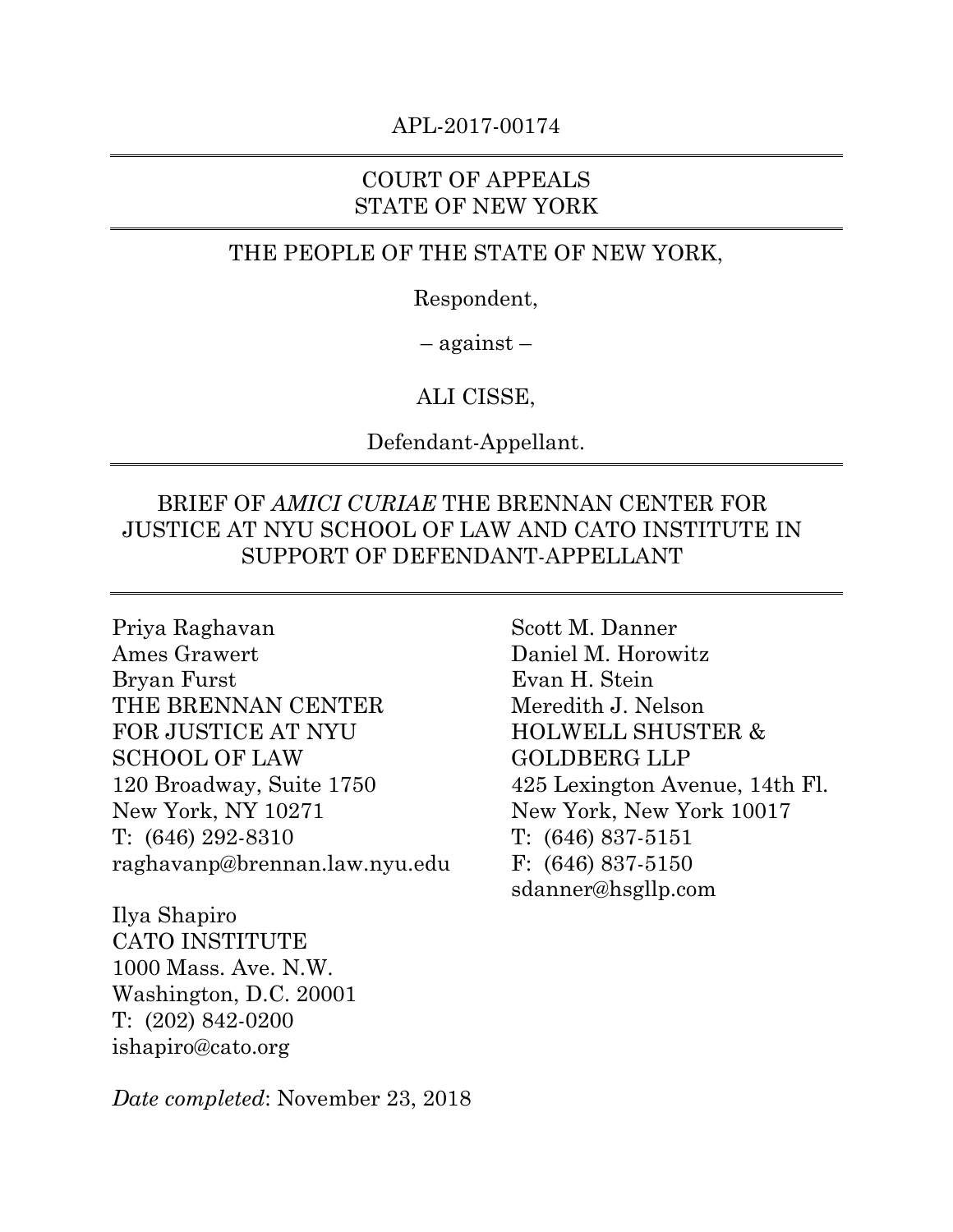APL-2017-00174

---

COURT OF APPEALS
STATE OF NEW YORK

---

THE PEOPLE OF THE STATE OF NEW YORK,

Respondent,

– against –

ALI CISSE,

Defendant-Appellant.

---

BRIEF OF *AMICI CURIAE* THE BRENNAN CENTER FOR JUSTICE AT NYU SCHOOL OF LAW AND CATO INSTITUTE IN SUPPORT OF DEFENDANT-APPELLANT

---

Priya Raghavan
Ames Grawert
Bryan Furst
THE BRENNAN CENTER
FOR JUSTICE AT NYU
SCHOOL OF LAW
120 Broadway, Suite 1750
New York, NY 10271
T: (646) 292-8310
raghavanp@brennan.law.nyu.edu

Ilya Shapiro
CATO INSTITUTE
1000 Mass. Ave. N.W.
Washington, D.C. 20001
T: (202) 842-0200
ishapiro@cato.org

Scott M. Danner
Daniel M. Horowitz
Evan H. Stein
Meredith J. Nelson
HOLWELL SHUSTER &
GOLDBERG LLP
425 Lexington Avenue, 14th Fl.
New York, New York 10017
T: (646) 837-5151
F: (646) 837-5150
sdanner@hsgllp.com

*Date completed*: November 23, 2018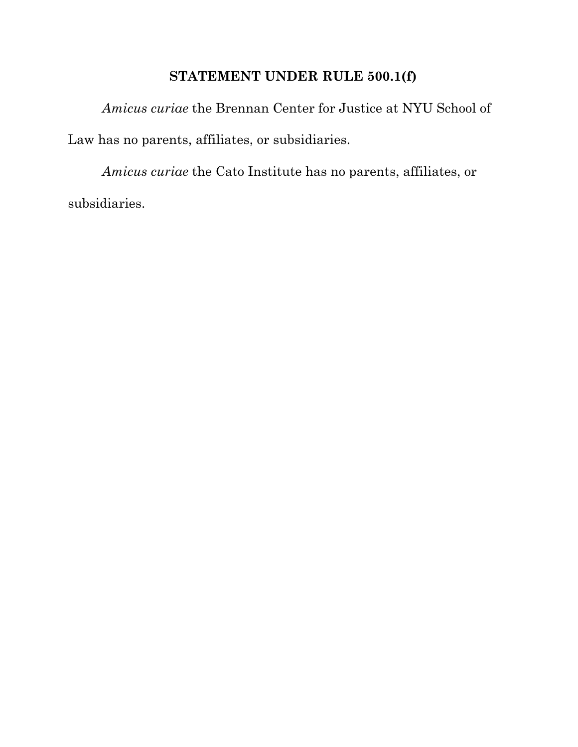## STATEMENT UNDER RULE 500.1(f)

*Amicus curiae* the Brennan Center for Justice at NYU School of Law has no parents, affiliates, or subsidiaries.

*Amicus curiae* the Cato Institute has no parents, affiliates, or subsidiaries.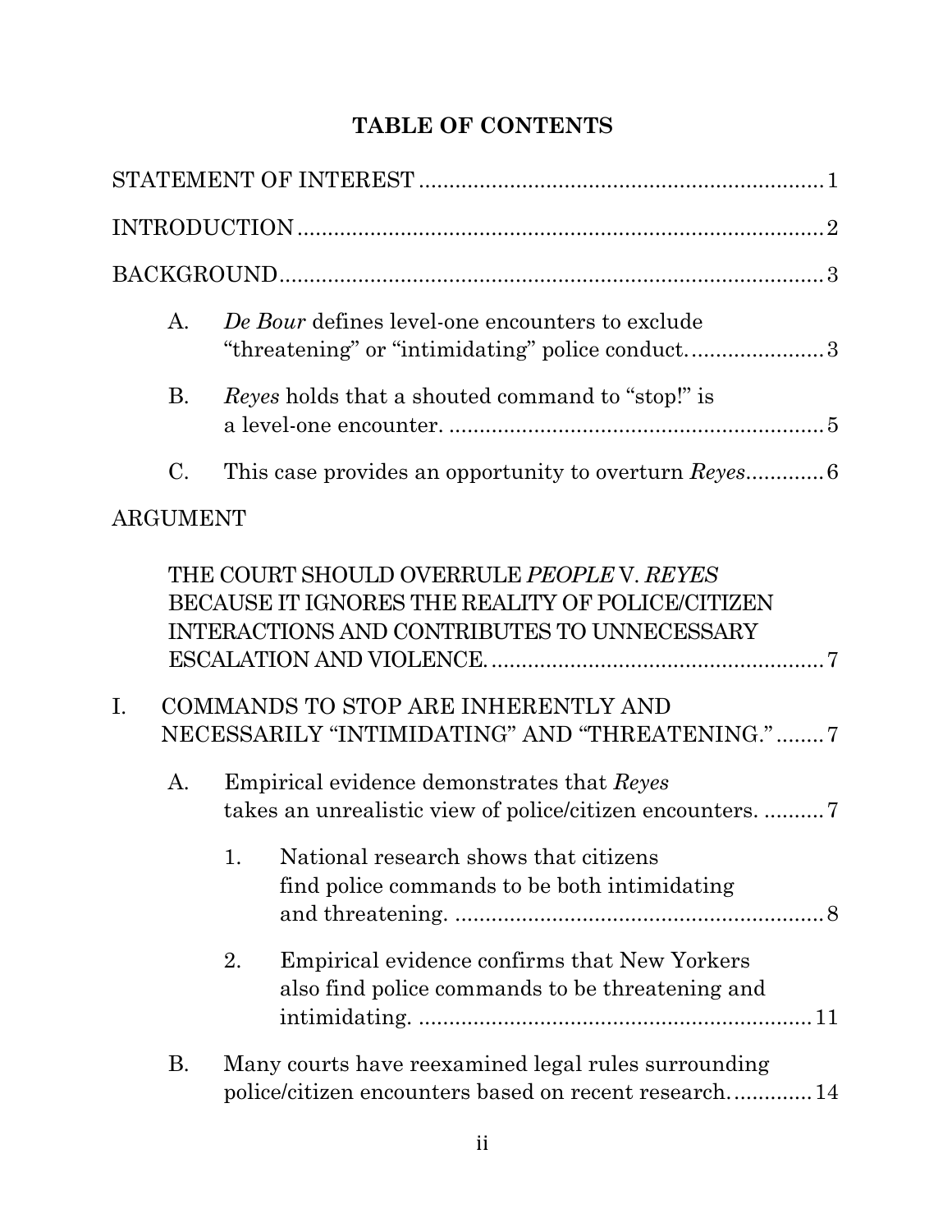# TABLE OF CONTENTS

STATEMENT OF INTEREST .................................................................. 1

INTRODUCTION ....................................................................................... 2

BACKGROUND........................................................................................... 3

- A. *De Bour* defines level-one encounters to exclude "threatening" or "intimidating" police conduct. ..................... 3
- B. *Reyes* holds that a shouted command to "stop!" is a level-one encounter. ............................................................. 5
- C. This case provides an opportunity to overturn *Reyes*............ 6

ARGUMENT

THE COURT SHOULD OVERRULE *PEOPLE* V. *REYES* BECAUSE IT IGNORES THE REALITY OF POLICE/CITIZEN INTERACTIONS AND CONTRIBUTES TO UNNECESSARY ESCALATION AND VIOLENCE. ...................................................... 7

I. COMMANDS TO STOP ARE INHERENTLY AND NECESSARILY "INTIMIDATING" AND "THREATENING." ........ 7

- A. Empirical evidence demonstrates that *Reyes* takes an unrealistic view of police/citizen encounters. .......... 7
  1. National research shows that citizens find police commands to be both intimidating and threatening. ............................................................ 8
  2. Empirical evidence confirms that New Yorkers also find police commands to be threatening and intimidating. ................................................................ 11
- B. Many courts have reexamined legal rules surrounding police/citizen encounters based on recent research. ............ 14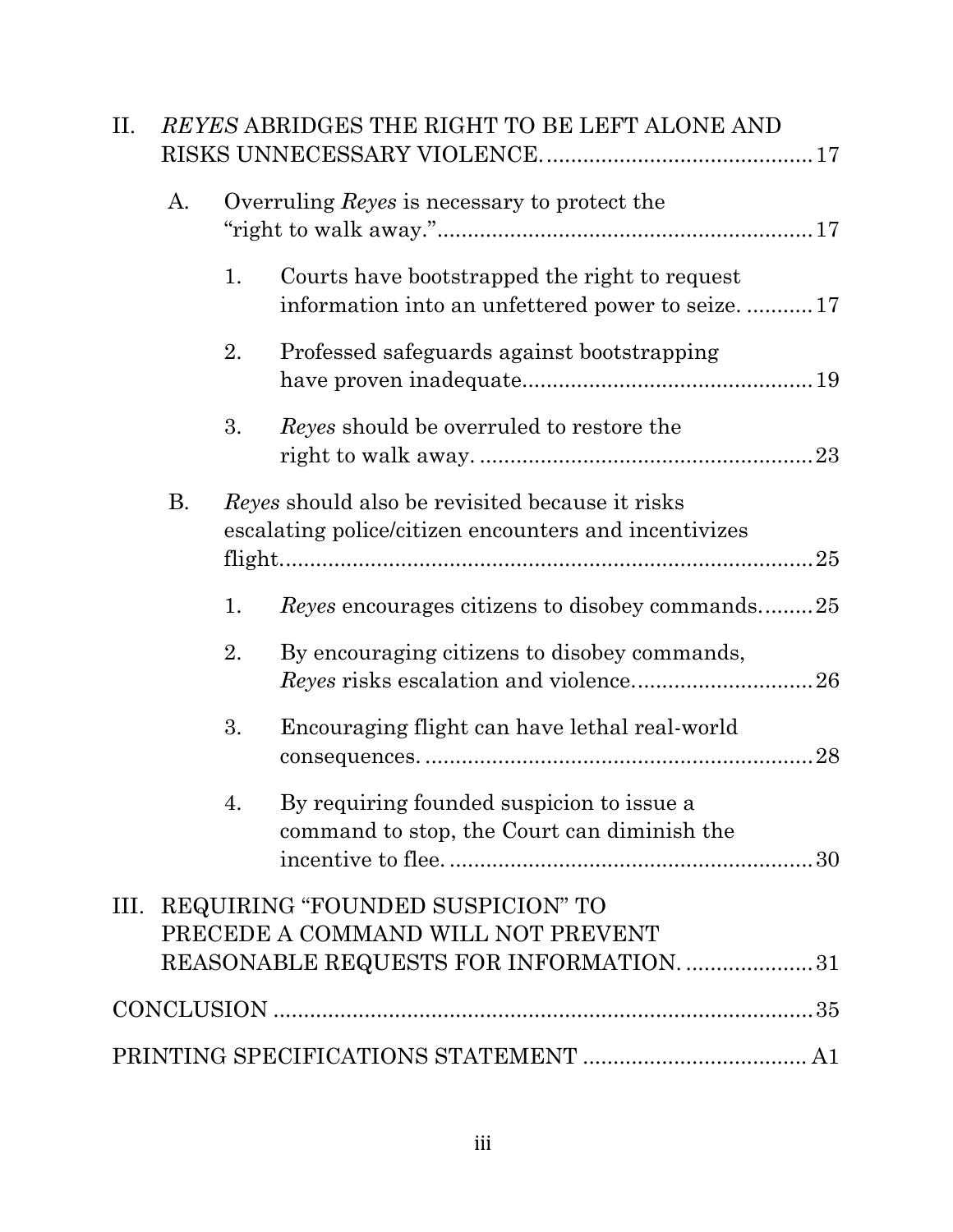II. *REYES* ABRIDGES THE RIGHT TO BE LEFT ALONE AND RISKS UNNECESSARY VIOLENCE. .......... 17

- A. Overruling *Reyes* is necessary to protect the "right to walk away." .......... 17
  - 1. Courts have bootstrapped the right to request information into an unfettered power to seize. .......... 17
  - 2. Professed safeguards against bootstrapping have proven inadequate .......... 19
  - 3. *Reyes* should be overruled to restore the right to walk away. .......... 23
- B. *Reyes* should also be revisited because it risks escalating police/citizen encounters and incentivizes flight .......... 25
  - 1. *Reyes* encourages citizens to disobey commands .......... 25
  - 2. By encouraging citizens to disobey commands, *Reyes* risks escalation and violence .......... 26
  - 3. Encouraging flight can have lethal real-world consequences. .......... 28
  - 4. By requiring founded suspicion to issue a command to stop, the Court can diminish the incentive to flee. .......... 30

III. REQUIRING "FOUNDED SUSPICION" TO PRECEDE A COMMAND WILL NOT PREVENT REASONABLE REQUESTS FOR INFORMATION. .......... 31

CONCLUSION .......... 35

PRINTING SPECIFICATIONS STATEMENT .......... A1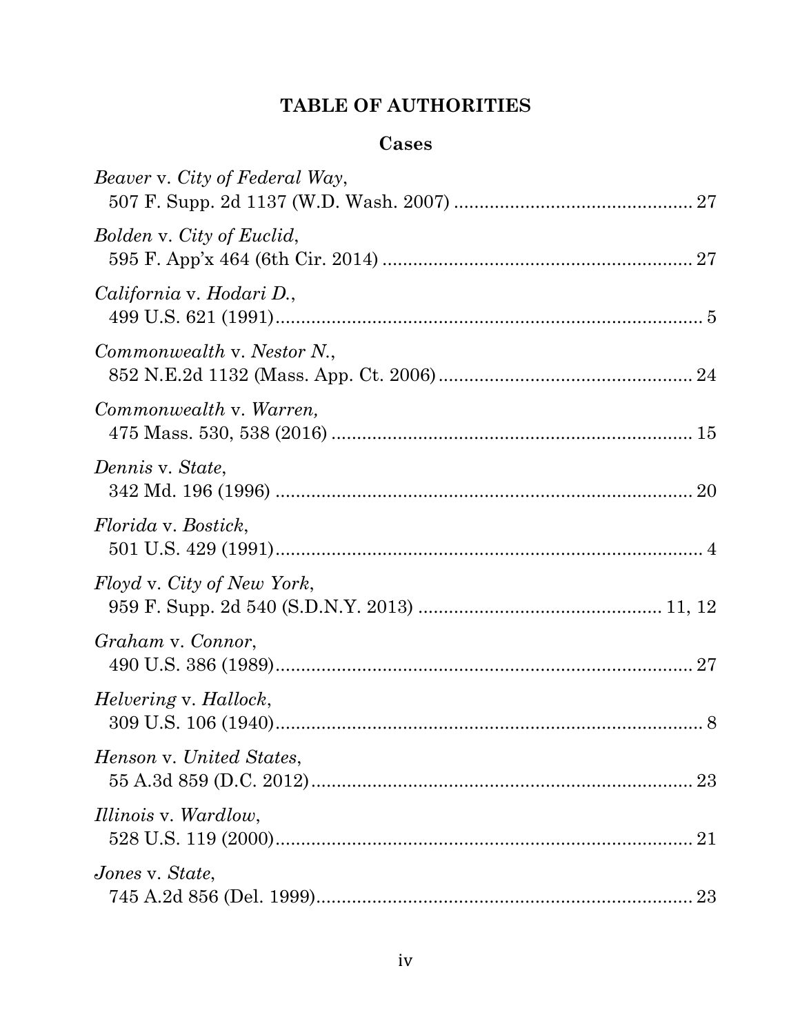# TABLE OF AUTHORITIES

## Cases

*Beaver* v. *City of Federal Way*,
507 F. Supp. 2d 1137 (W.D. Wash. 2007) ............................................. 27

*Bolden* v. *City of Euclid*,
595 F. App'x 464 (6th Cir. 2014) ............................................................ 27

*California* v. *Hodari D.*,
499 U.S. 621 (1991)................................................................................... 5

*Commonwealth* v. *Nestor N.*,
852 N.E.2d 1132 (Mass. App. Ct. 2006) ................................................. 24

*Commonwealth* v. *Warren,*
475 Mass. 530, 538 (2016) ....................................................................... 15

*Dennis* v. *State*,
342 Md. 196 (1996) .................................................................................. 20

*Florida* v. *Bostick*,
501 U.S. 429 (1991)................................................................................... 4

*Floyd* v. *City of New York*,
959 F. Supp. 2d 540 (S.D.N.Y. 2013) ............................................... 11, 12

*Graham* v. *Connor*,
490 U.S. 386 (1989)................................................................................. 27

*Helvering* v. *Hallock*,
309 U.S. 106 (1940)................................................................................... 8

*Henson* v. *United States*,
55 A.3d 859 (D.C. 2012)........................................................................... 23

*Illinois* v. *Wardlow*,
528 U.S. 119 (2000)................................................................................. 21

*Jones* v. *State*,
745 A.2d 856 (Del. 1999)......................................................................... 23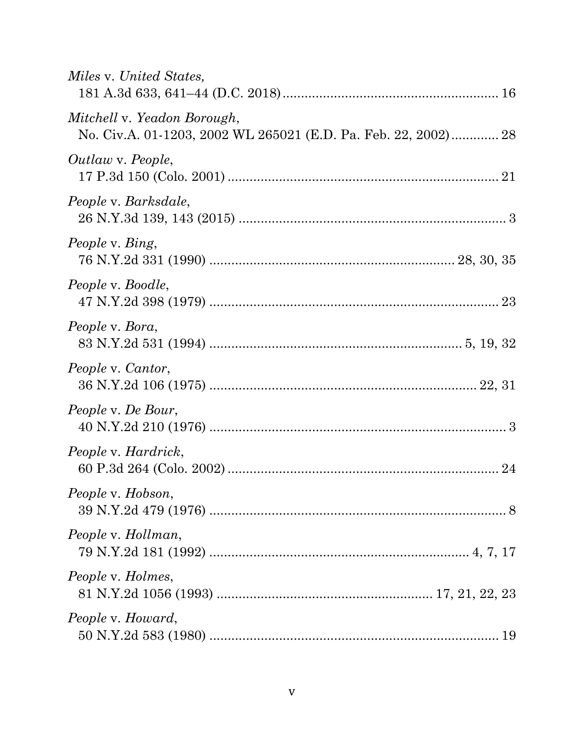*Miles* v. *United States*,
181 A.3d 633, 641–44 (D.C. 2018) .......................................................... 16

*Mitchell* v. *Yeadon Borough*,
No. Civ.A. 01-1203, 2002 WL 265021 (E.D. Pa. Feb. 22, 2002) ............. 28

*Outlaw* v. *People*,
17 P.3d 150 (Colo. 2001) .......................................................................... 21

*People* v. *Barksdale*,
26 N.Y.3d 139, 143 (2015) ......................................................................... 3

*People* v. *Bing*,
76 N.Y.2d 331 (1990) ................................................................. 28, 30, 35

*People* v. *Boodle*,
47 N.Y.2d 398 (1979) ................................................................................ 23

*People* v. *Bora*,
83 N.Y.2d 531 (1994) ................................................................... 5, 19, 32

*People* v. *Cantor*,
36 N.Y.2d 106 (1975) ....................................................................... 22, 31

*People* v. *De Bour*,
40 N.Y.2d 210 (1976) .................................................................................. 3

*People* v. *Hardrick*,
60 P.3d 264 (Colo. 2002) .......................................................................... 24

*People* v. *Hobson*,
39 N.Y.2d 479 (1976) .................................................................................. 8

*People* v. *Hollman*,
79 N.Y.2d 181 (1992) ..................................................................... 4, 7, 17

*People* v. *Holmes*,
81 N.Y.2d 1056 (1993) ........................................................... 17, 21, 22, 23

*People* v. *Howard*,
50 N.Y.2d 583 (1980) ................................................................................ 19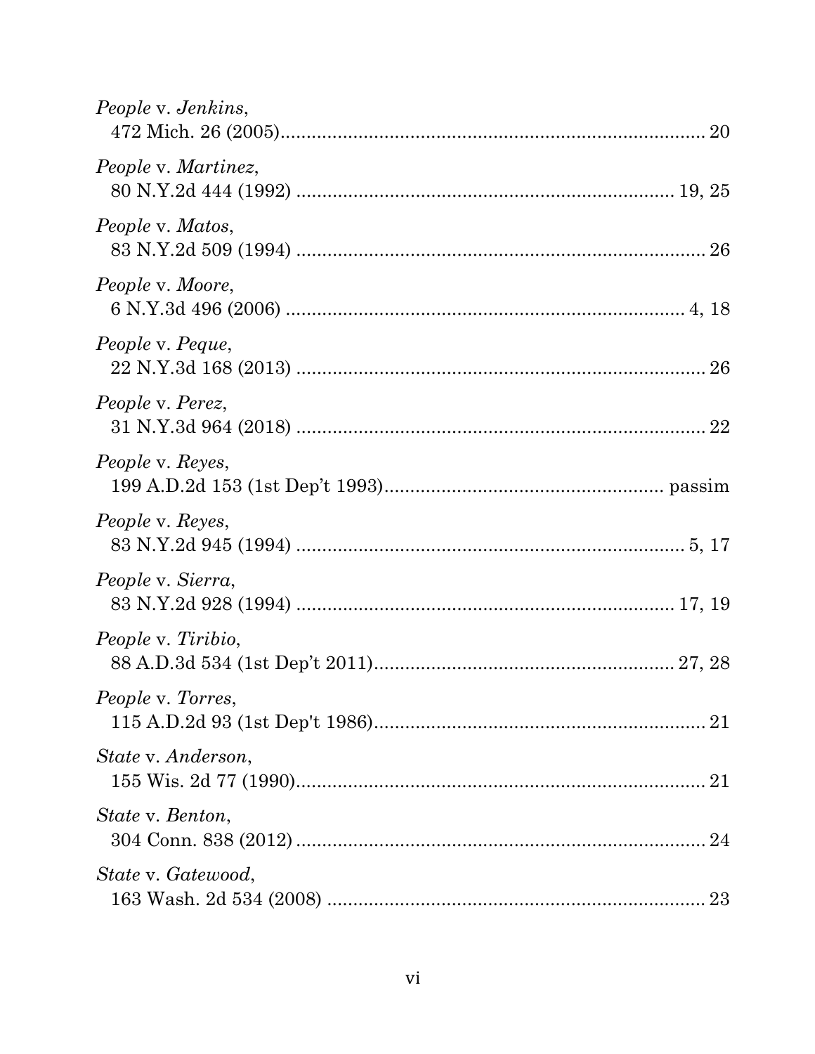*People* v. *Jenkins*,
472 Mich. 26 (2005)................................................................................. 20

*People* v. *Martinez*,
80 N.Y.2d 444 (1992) ........................................................................ 19, 25

*People* v. *Matos*,
83 N.Y.2d 509 (1994) ............................................................................. 26

*People* v. *Moore*,
6 N.Y.3d 496 (2006) ............................................................................ 4, 18

*People* v. *Peque*,
22 N.Y.3d 168 (2013) ............................................................................. 26

*People* v. *Perez*,
31 N.Y.3d 964 (2018) ............................................................................. 22

*People* v. *Reyes*,
199 A.D.2d 153 (1st Dep't 1993)..................................................... passim

*People* v. *Reyes*,
83 N.Y.2d 945 (1994) ........................................................................ 5, 17

*People* v. *Sierra*,
83 N.Y.2d 928 (1994) ...................................................................... 17, 19

*People* v. *Tiribio*,
88 A.D.3d 534 (1st Dep't 2011).......................................................... 27, 28

*People* v. *Torres*,
115 A.D.2d 93 (1st Dep't 1986)............................................................... 21

*State* v. *Anderson*,
155 Wis. 2d 77 (1990)............................................................................. 21

*State* v. *Benton*,
304 Conn. 838 (2012) .............................................................................. 24

*State* v. *Gatewood*,
163 Wash. 2d 534 (2008) ........................................................................ 23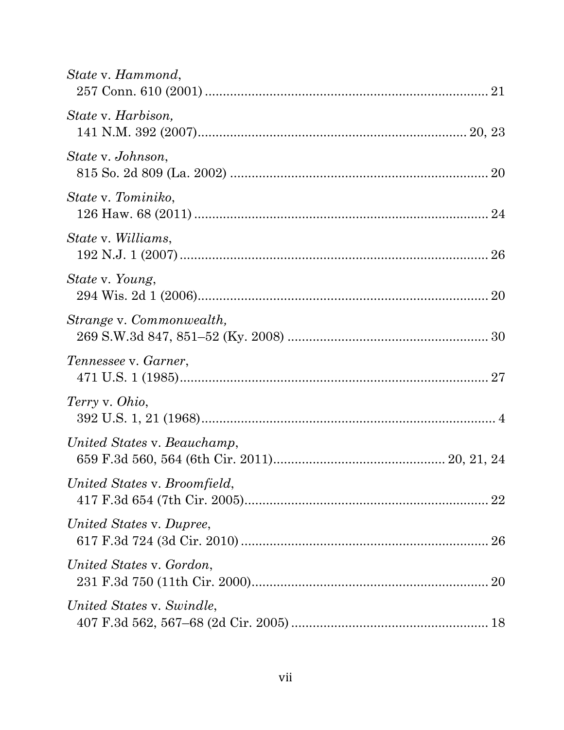*State* v. *Hammond*,
257 Conn. 610 (2001) .............................................................................. 21

*State* v. *Harbison,*
141 N.M. 392 (2007)............................................................................ 20, 23

*State* v. *Johnson*,
815 So. 2d 809 (La. 2002) ........................................................................ 20

*State* v. *Tominiko*,
126 Haw. 68 (2011) .................................................................................. 24

*State* v. *Williams*,
192 N.J. 1 (2007) ...................................................................................... 26

*State* v. *Young*,
294 Wis. 2d 1 (2006)................................................................................. 20

*Strange* v. *Commonwealth,*
269 S.W.3d 847, 851–52 (Ky. 2008) ........................................................ 30

*Tennessee* v. *Garner*,
471 U.S. 1 (1985)...................................................................................... 27

*Terry* v. *Ohio*,
392 U.S. 1, 21 (1968).................................................................................. 4

*United States* v. *Beauchamp*,
659 F.3d 560, 564 (6th Cir. 2011)............................................... 20, 21, 24

*United States* v. *Broomfield*,
417 F.3d 654 (7th Cir. 2005).................................................................... 22

*United States* v. *Dupree*,
617 F.3d 724 (3d Cir. 2010) ..................................................................... 26

*United States* v. *Gordon*,
231 F.3d 750 (11th Cir. 2000).................................................................. 20

*United States* v. *Swindle*,
407 F.3d 562, 567–68 (2d Cir. 2005) ....................................................... 18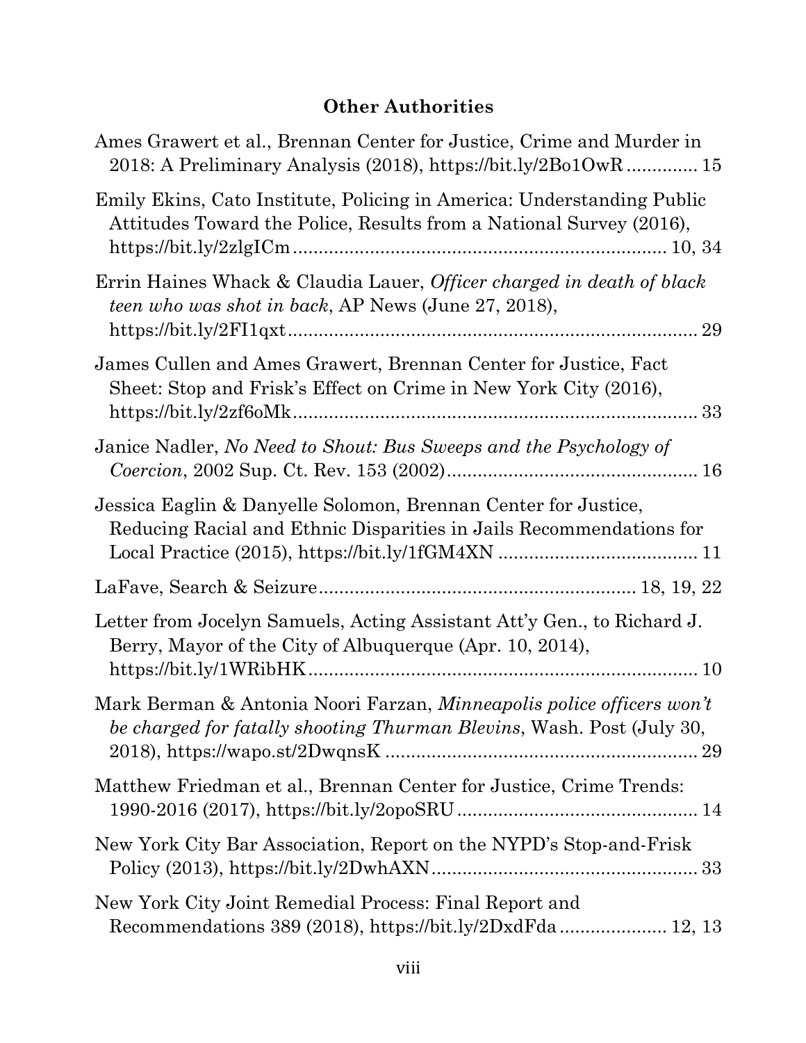## Other Authorities

Ames Grawert et al., Brennan Center for Justice, Crime and Murder in 2018: A Preliminary Analysis (2018), https://bit.ly/2Bo1OwR .............. 15

Emily Ekins, Cato Institute, Policing in America: Understanding Public Attitudes Toward the Police, Results from a National Survey (2016), https://bit.ly/2zlgICm ........................................................................ 10, 34

Errin Haines Whack & Claudia Lauer, *Officer charged in death of black teen who was shot in back*, AP News (June 27, 2018), https://bit.ly/2FI1qxt ............................................................................... 29

James Cullen and Ames Grawert, Brennan Center for Justice, Fact Sheet: Stop and Frisk's Effect on Crime in New York City (2016), https://bit.ly/2zf6oMk .............................................................................. 33

Janice Nadler, *No Need to Shout: Bus Sweeps and the Psychology of Coercion*, 2002 Sup. Ct. Rev. 153 (2002) ................................................ 16

Jessica Eaglin & Danyelle Solomon, Brennan Center for Justice, Reducing Racial and Ethnic Disparities in Jails Recommendations for Local Practice (2015), https://bit.ly/1fGM4XN ...................................... 11

LaFave, Search & Seizure ............................................................ 18, 19, 22

Letter from Jocelyn Samuels, Acting Assistant Att'y Gen., to Richard J. Berry, Mayor of the City of Albuquerque (Apr. 10, 2014), https://bit.ly/1WRibHK ........................................................................... 10

Mark Berman & Antonia Noori Farzan, *Minneapolis police officers won't be charged for fatally shooting Thurman Blevins*, Wash. Post (July 30, 2018), https://wapo.st/2DwqnsK ............................................................ 29

Matthew Friedman et al., Brennan Center for Justice, Crime Trends: 1990-2016 (2017), https://bit.ly/2opoSRU .............................................. 14

New York City Bar Association, Report on the NYPD's Stop-and-Frisk Policy (2013), https://bit.ly/2DwhAXN ................................................... 33

New York City Joint Remedial Process: Final Report and Recommendations 389 (2018), https://bit.ly/2DxdFda ..................... 12, 13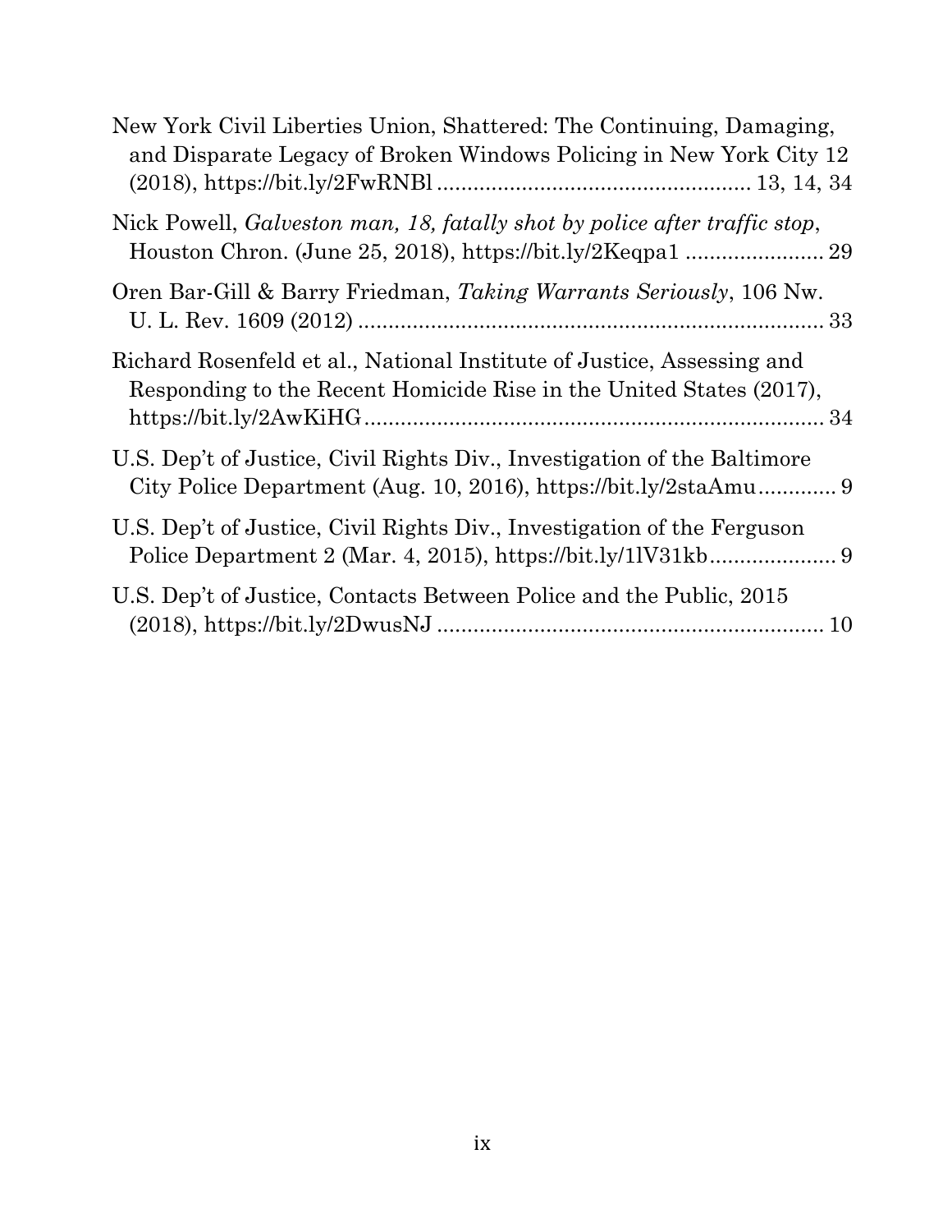New York Civil Liberties Union, Shattered: The Continuing, Damaging, and Disparate Legacy of Broken Windows Policing in New York City 12 (2018), https://bit.ly/2FwRNBl .................................................. 13, 14, 34

Nick Powell, *Galveston man, 18, fatally shot by police after traffic stop*, Houston Chron. (June 25, 2018), https://bit.ly/2Keqpa1 ....................... 29

Oren Bar-Gill & Barry Friedman, *Taking Warrants Seriously*, 106 Nw. U. L. Rev. 1609 (2012) ............................................................................ 33

Richard Rosenfeld et al., National Institute of Justice, Assessing and Responding to the Recent Homicide Rise in the United States (2017), https://bit.ly/2AwKiHG ........................................................................... 34

U.S. Dep't of Justice, Civil Rights Div., Investigation of the Baltimore City Police Department (Aug. 10, 2016), https://bit.ly/2staAmu ............. 9

U.S. Dep't of Justice, Civil Rights Div., Investigation of the Ferguson Police Department 2 (Mar. 4, 2015), https://bit.ly/1lV31kb ..................... 9

U.S. Dep't of Justice, Contacts Between Police and the Public, 2015 (2018), https://bit.ly/2DwusNJ ............................................................... 10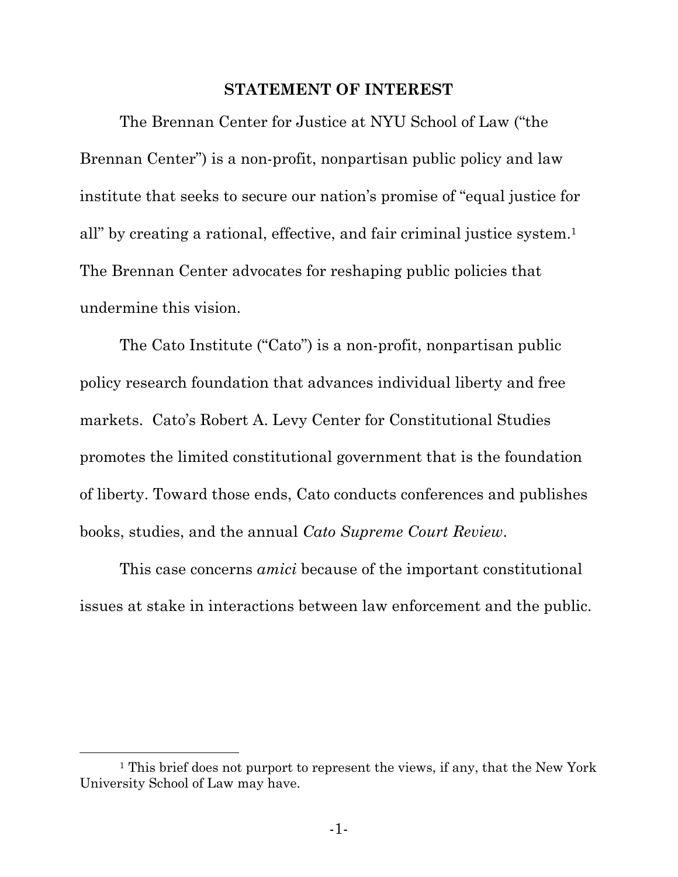## STATEMENT OF INTEREST

The Brennan Center for Justice at NYU School of Law ("the Brennan Center") is a non-profit, nonpartisan public policy and law institute that seeks to secure our nation's promise of "equal justice for all" by creating a rational, effective, and fair criminal justice system.[1] The Brennan Center advocates for reshaping public policies that undermine this vision.

The Cato Institute ("Cato") is a non-profit, nonpartisan public policy research foundation that advances individual liberty and free markets. Cato's Robert A. Levy Center for Constitutional Studies promotes the limited constitutional government that is the foundation of liberty. Toward those ends, Cato conducts conferences and publishes books, studies, and the annual *Cato Supreme Court Review*.

This case concerns *amici* because of the important constitutional issues at stake in interactions between law enforcement and the public.

---

[1] This brief does not purport to represent the views, if any, that the New York University School of Law may have.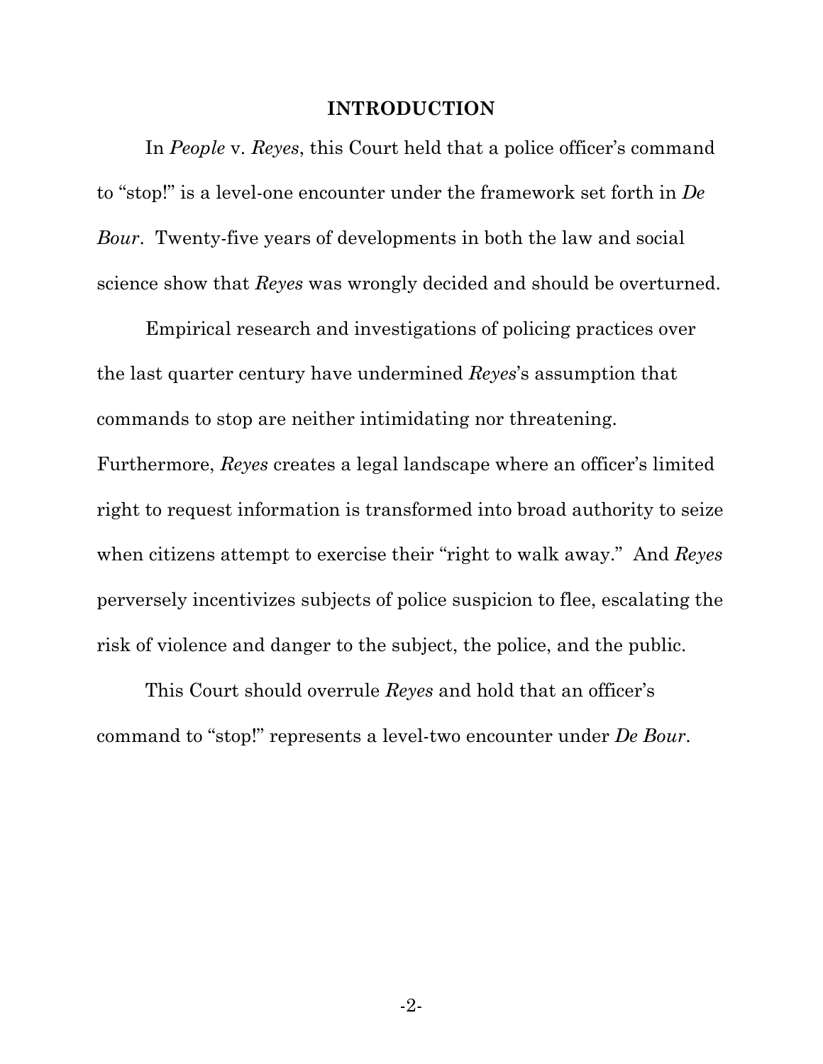# INTRODUCTION

In *People* v. *Reyes*, this Court held that a police officer's command to "stop!" is a level-one encounter under the framework set forth in *De Bour*. Twenty-five years of developments in both the law and social science show that *Reyes* was wrongly decided and should be overturned.

Empirical research and investigations of policing practices over the last quarter century have undermined *Reyes*'s assumption that commands to stop are neither intimidating nor threatening. Furthermore, *Reyes* creates a legal landscape where an officer's limited right to request information is transformed into broad authority to seize when citizens attempt to exercise their "right to walk away." And *Reyes* perversely incentivizes subjects of police suspicion to flee, escalating the risk of violence and danger to the subject, the police, and the public.

This Court should overrule *Reyes* and hold that an officer's command to "stop!" represents a level-two encounter under *De Bour*.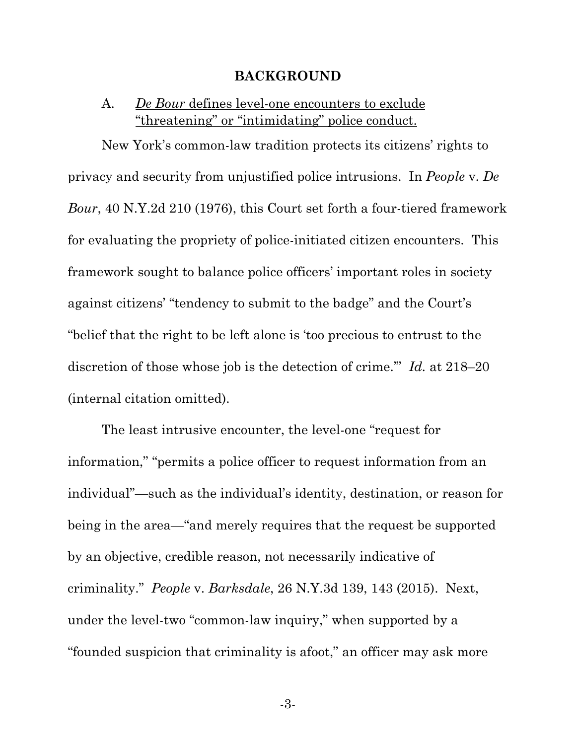## BACKGROUND

A. *De Bour* defines level-one encounters to exclude "threatening" or "intimidating" police conduct.

New York's common-law tradition protects its citizens' rights to privacy and security from unjustified police intrusions. In *People* v. *De Bour*, 40 N.Y.2d 210 (1976), this Court set forth a four-tiered framework for evaluating the propriety of police-initiated citizen encounters. This framework sought to balance police officers' important roles in society against citizens' "tendency to submit to the badge" and the Court's "belief that the right to be left alone is 'too precious to entrust to the discretion of those whose job is the detection of crime.'" *Id.* at 218–20 (internal citation omitted).

The least intrusive encounter, the level-one "request for information," "permits a police officer to request information from an individual"—such as the individual's identity, destination, or reason for being in the area—"and merely requires that the request be supported by an objective, credible reason, not necessarily indicative of criminality." *People* v. *Barksdale*, 26 N.Y.3d 139, 143 (2015). Next, under the level-two "common-law inquiry," when supported by a "founded suspicion that criminality is afoot," an officer may ask more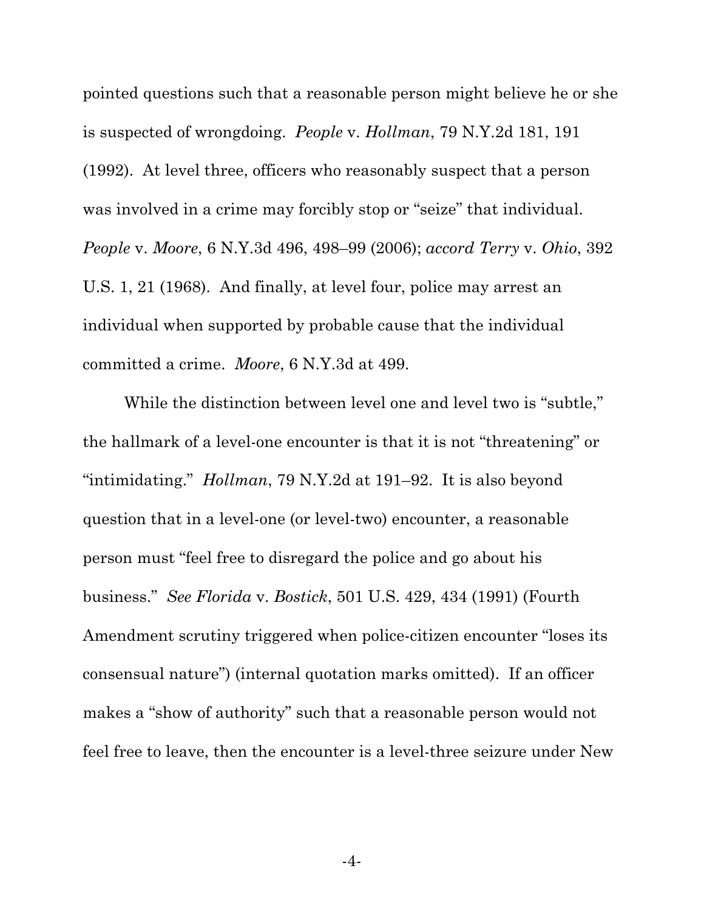pointed questions such that a reasonable person might believe he or she is suspected of wrongdoing. *People* v. *Hollman*, 79 N.Y.2d 181, 191 (1992). At level three, officers who reasonably suspect that a person was involved in a crime may forcibly stop or "seize" that individual. *People* v. *Moore*, 6 N.Y.3d 496, 498–99 (2006); *accord Terry* v. *Ohio*, 392 U.S. 1, 21 (1968). And finally, at level four, police may arrest an individual when supported by probable cause that the individual committed a crime. *Moore*, 6 N.Y.3d at 499.

While the distinction between level one and level two is "subtle," the hallmark of a level-one encounter is that it is not "threatening" or "intimidating." *Hollman*, 79 N.Y.2d at 191–92. It is also beyond question that in a level-one (or level-two) encounter, a reasonable person must "feel free to disregard the police and go about his business." *See Florida* v. *Bostick*, 501 U.S. 429, 434 (1991) (Fourth Amendment scrutiny triggered when police-citizen encounter "loses its consensual nature") (internal quotation marks omitted). If an officer makes a "show of authority" such that a reasonable person would not feel free to leave, then the encounter is a level-three seizure under New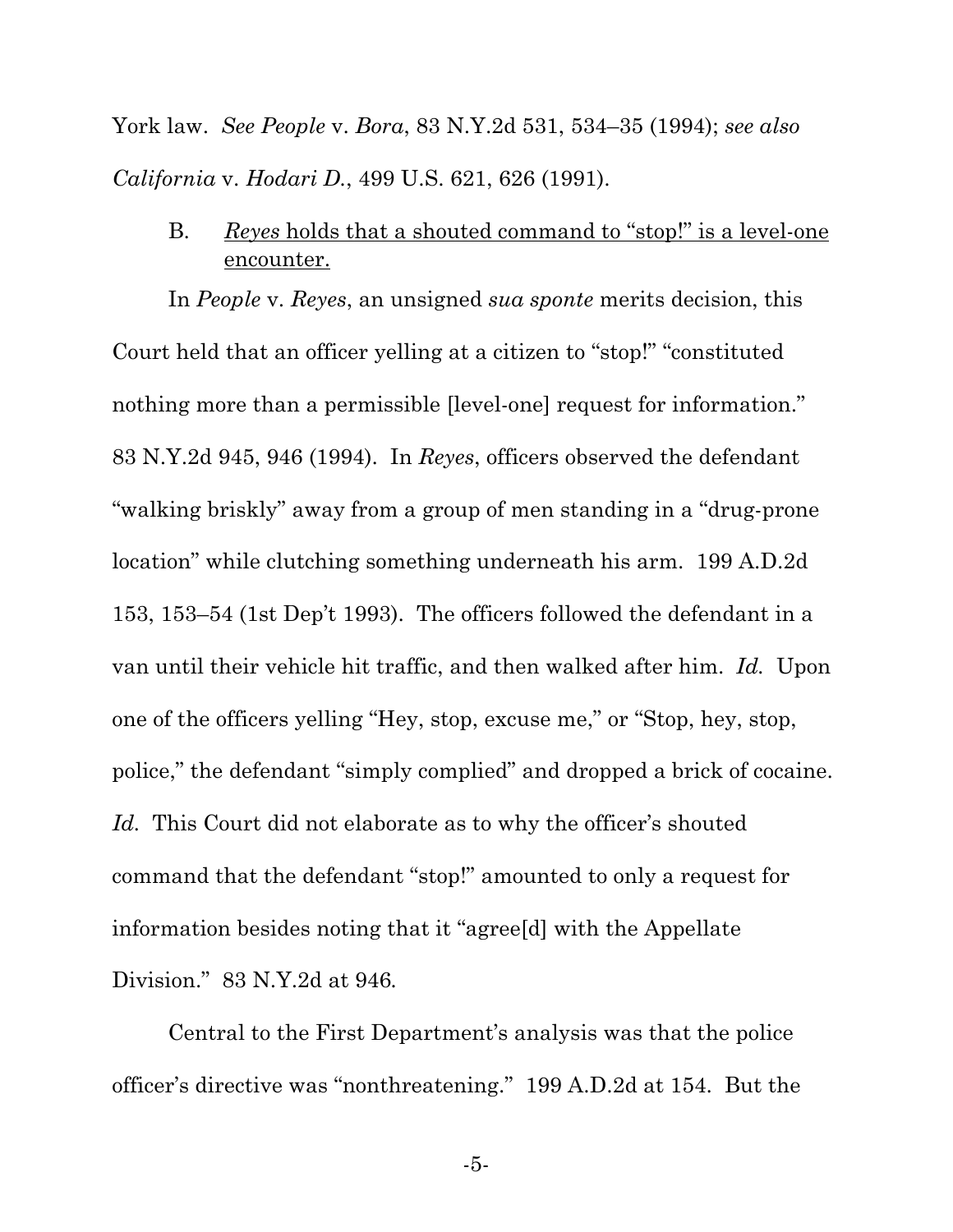York law. *See People* v. *Bora*, 83 N.Y.2d 531, 534–35 (1994); *see also California* v. *Hodari D.*, 499 U.S. 621, 626 (1991).

B. <u>*Reyes* holds that a shouted command to "stop!" is a level-one encounter.</u>

In *People* v. *Reyes*, an unsigned *sua sponte* merits decision, this Court held that an officer yelling at a citizen to "stop!" "constituted nothing more than a permissible [level-one] request for information." 83 N.Y.2d 945, 946 (1994). In *Reyes*, officers observed the defendant "walking briskly" away from a group of men standing in a "drug-prone location" while clutching something underneath his arm. 199 A.D.2d 153, 153–54 (1st Dep't 1993). The officers followed the defendant in a van until their vehicle hit traffic, and then walked after him. *Id.* Upon one of the officers yelling "Hey, stop, excuse me," or "Stop, hey, stop, police," the defendant "simply complied" and dropped a brick of cocaine. *Id.* This Court did not elaborate as to why the officer's shouted command that the defendant "stop!" amounted to only a request for information besides noting that it "agree[d] with the Appellate Division." 83 N.Y.2d at 946.

Central to the First Department's analysis was that the police officer's directive was "nonthreatening." 199 A.D.2d at 154. But the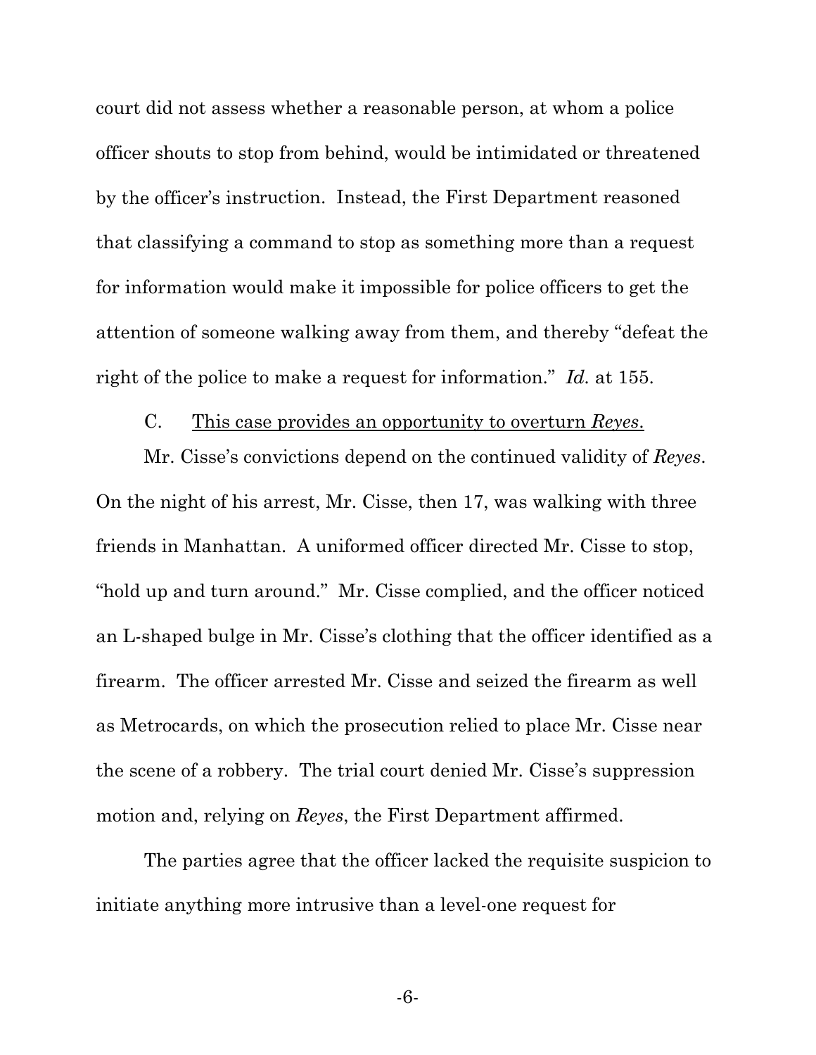court did not assess whether a reasonable person, at whom a police officer shouts to stop from behind, would be intimidated or threatened by the officer's instruction. Instead, the First Department reasoned that classifying a command to stop as something more than a request for information would make it impossible for police officers to get the attention of someone walking away from them, and thereby "defeat the right of the police to make a request for information." *Id.* at 155.

C. <u>This case provides an opportunity to overturn *Reyes*.</u>

Mr. Cisse's convictions depend on the continued validity of *Reyes*. On the night of his arrest, Mr. Cisse, then 17, was walking with three friends in Manhattan. A uniformed officer directed Mr. Cisse to stop, "hold up and turn around." Mr. Cisse complied, and the officer noticed an L-shaped bulge in Mr. Cisse's clothing that the officer identified as a firearm. The officer arrested Mr. Cisse and seized the firearm as well as Metrocards, on which the prosecution relied to place Mr. Cisse near the scene of a robbery. The trial court denied Mr. Cisse's suppression motion and, relying on *Reyes*, the First Department affirmed.

The parties agree that the officer lacked the requisite suspicion to initiate anything more intrusive than a level-one request for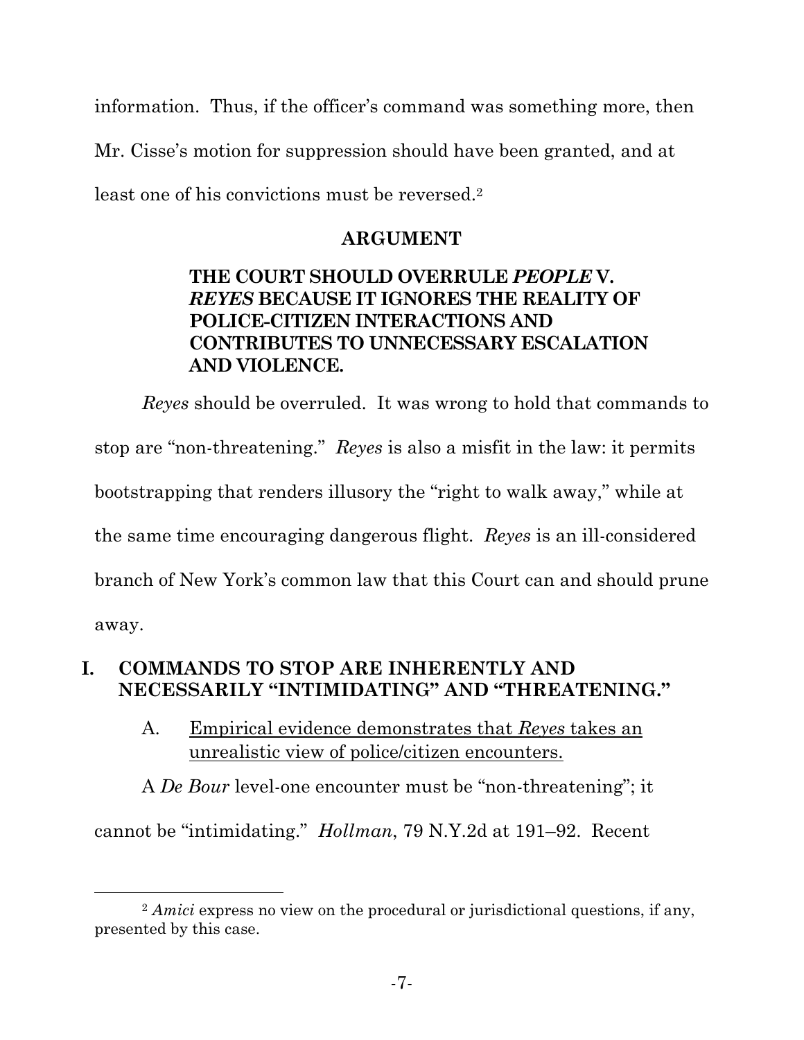information. Thus, if the officer's command was something more, then Mr. Cisse's motion for suppression should have been granted, and at least one of his convictions must be reversed.[2]

## ARGUMENT

### THE COURT SHOULD OVERRULE *PEOPLE* V. *REYES* BECAUSE IT IGNORES THE REALITY OF POLICE-CITIZEN INTERACTIONS AND CONTRIBUTES TO UNNECESSARY ESCALATION AND VIOLENCE.

*Reyes* should be overruled. It was wrong to hold that commands to stop are "non-threatening." *Reyes* is also a misfit in the law: it permits bootstrapping that renders illusory the "right to walk away," while at the same time encouraging dangerous flight. *Reyes* is an ill-considered branch of New York's common law that this Court can and should prune away.

## I. COMMANDS TO STOP ARE INHERENTLY AND NECESSARILY "INTIMIDATING" AND "THREATENING."

### A. Empirical evidence demonstrates that *Reyes* takes an unrealistic view of police/citizen encounters.

A *De Bour* level-one encounter must be "non-threatening"; it cannot be "intimidating." *Hollman*, 79 N.Y.2d at 191–92. Recent

---

[2] *Amici* express no view on the procedural or jurisdictional questions, if any, presented by this case.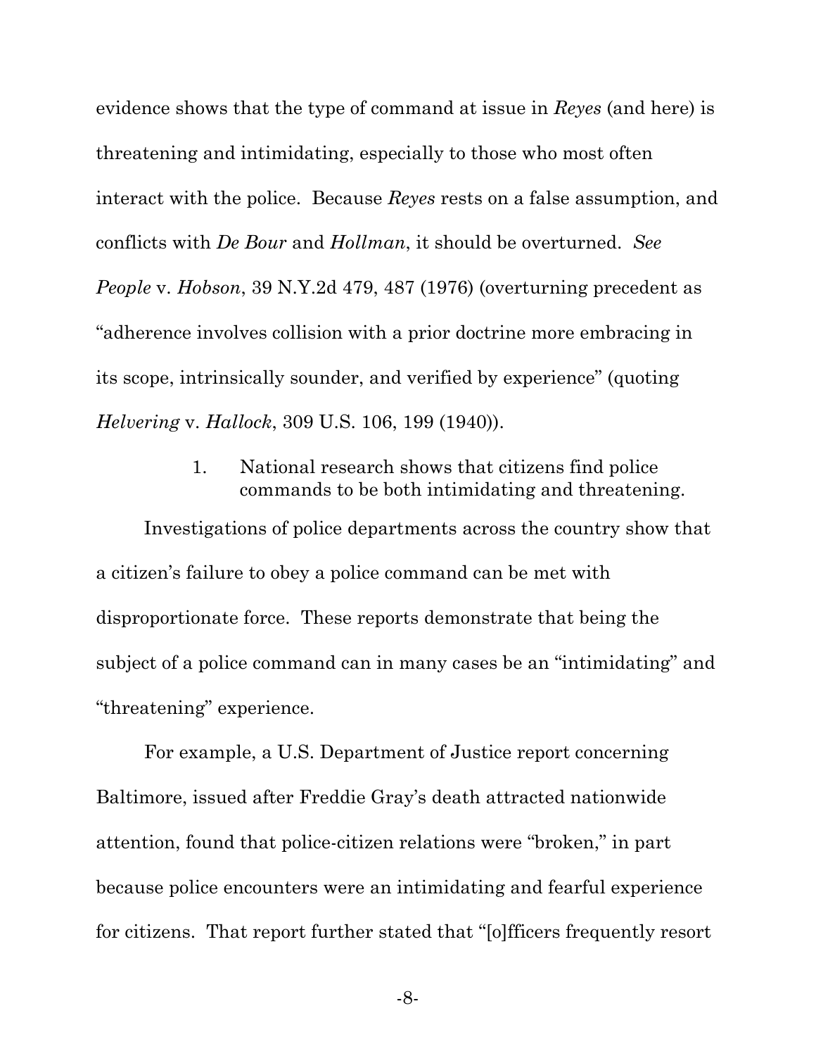evidence shows that the type of command at issue in *Reyes* (and here) is threatening and intimidating, especially to those who most often interact with the police. Because *Reyes* rests on a false assumption, and conflicts with *De Bour* and *Hollman*, it should be overturned. *See People* v. *Hobson*, 39 N.Y.2d 479, 487 (1976) (overturning precedent as "adherence involves collision with a prior doctrine more embracing in its scope, intrinsically sounder, and verified by experience" (quoting *Helvering* v. *Hallock*, 309 U.S. 106, 199 (1940)).

1. National research shows that citizens find police commands to be both intimidating and threatening.

Investigations of police departments across the country show that a citizen's failure to obey a police command can be met with disproportionate force. These reports demonstrate that being the subject of a police command can in many cases be an "intimidating" and "threatening" experience.

For example, a U.S. Department of Justice report concerning Baltimore, issued after Freddie Gray's death attracted nationwide attention, found that police-citizen relations were "broken," in part because police encounters were an intimidating and fearful experience for citizens. That report further stated that "[o]fficers frequently resort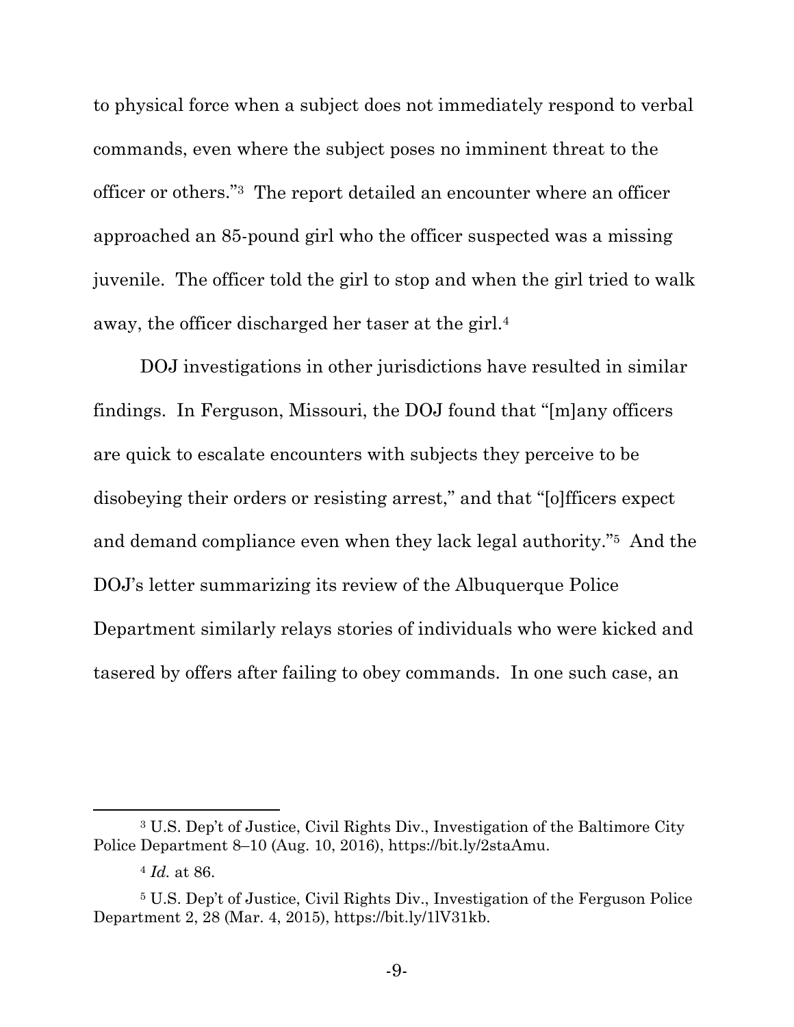to physical force when a subject does not immediately respond to verbal commands, even where the subject poses no imminent threat to the officer or others."[3] The report detailed an encounter where an officer approached an 85-pound girl who the officer suspected was a missing juvenile. The officer told the girl to stop and when the girl tried to walk away, the officer discharged her taser at the girl.[4]

DOJ investigations in other jurisdictions have resulted in similar findings. In Ferguson, Missouri, the DOJ found that "[m]any officers are quick to escalate encounters with subjects they perceive to be disobeying their orders or resisting arrest," and that "[o]fficers expect and demand compliance even when they lack legal authority."[5] And the DOJ's letter summarizing its review of the Albuquerque Police Department similarly relays stories of individuals who were kicked and tasered by offers after failing to obey commands. In one such case, an

---

[3] U.S. Dep't of Justice, Civil Rights Div., Investigation of the Baltimore City Police Department 8–10 (Aug. 10, 2016), https://bit.ly/2staAmu.

[4] *Id.* at 86.

[5] U.S. Dep't of Justice, Civil Rights Div., Investigation of the Ferguson Police Department 2, 28 (Mar. 4, 2015), https://bit.ly/1lV31kb.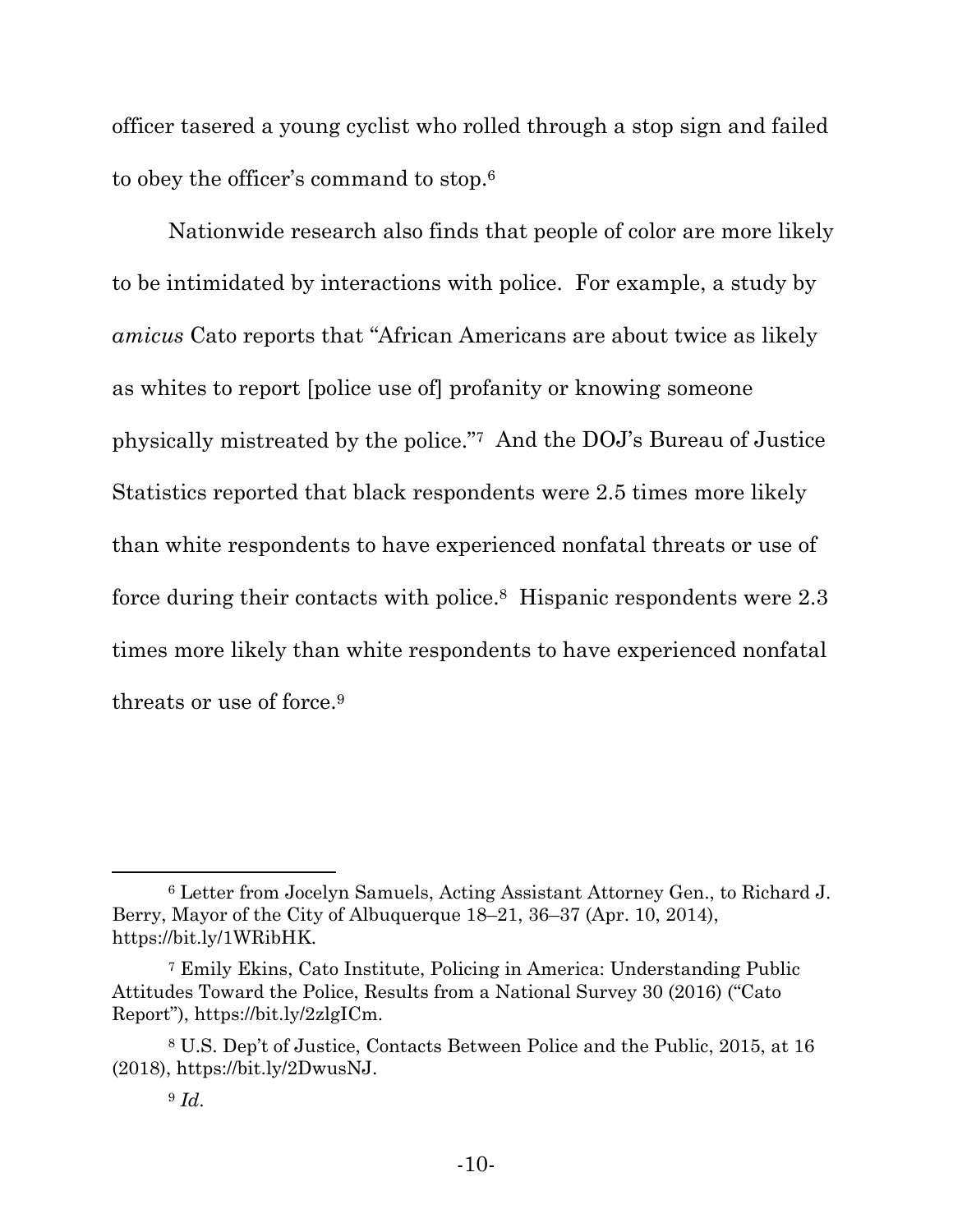officer tasered a young cyclist who rolled through a stop sign and failed to obey the officer's command to stop.[6]

Nationwide research also finds that people of color are more likely to be intimidated by interactions with police. For example, a study by *amicus* Cato reports that "African Americans are about twice as likely as whites to report [police use of] profanity or knowing someone physically mistreated by the police."[7] And the DOJ's Bureau of Justice Statistics reported that black respondents were 2.5 times more likely than white respondents to have experienced nonfatal threats or use of force during their contacts with police.[8] Hispanic respondents were 2.3 times more likely than white respondents to have experienced nonfatal threats or use of force.[9]

---

[6] Letter from Jocelyn Samuels, Acting Assistant Attorney Gen., to Richard J. Berry, Mayor of the City of Albuquerque 18–21, 36–37 (Apr. 10, 2014), https://bit.ly/1WRibHK.

[7] Emily Ekins, Cato Institute, Policing in America: Understanding Public Attitudes Toward the Police, Results from a National Survey 30 (2016) ("Cato Report"), https://bit.ly/2zlgICm.

[8] U.S. Dep't of Justice, Contacts Between Police and the Public, 2015, at 16 (2018), https://bit.ly/2DwusNJ.

[9] *Id.*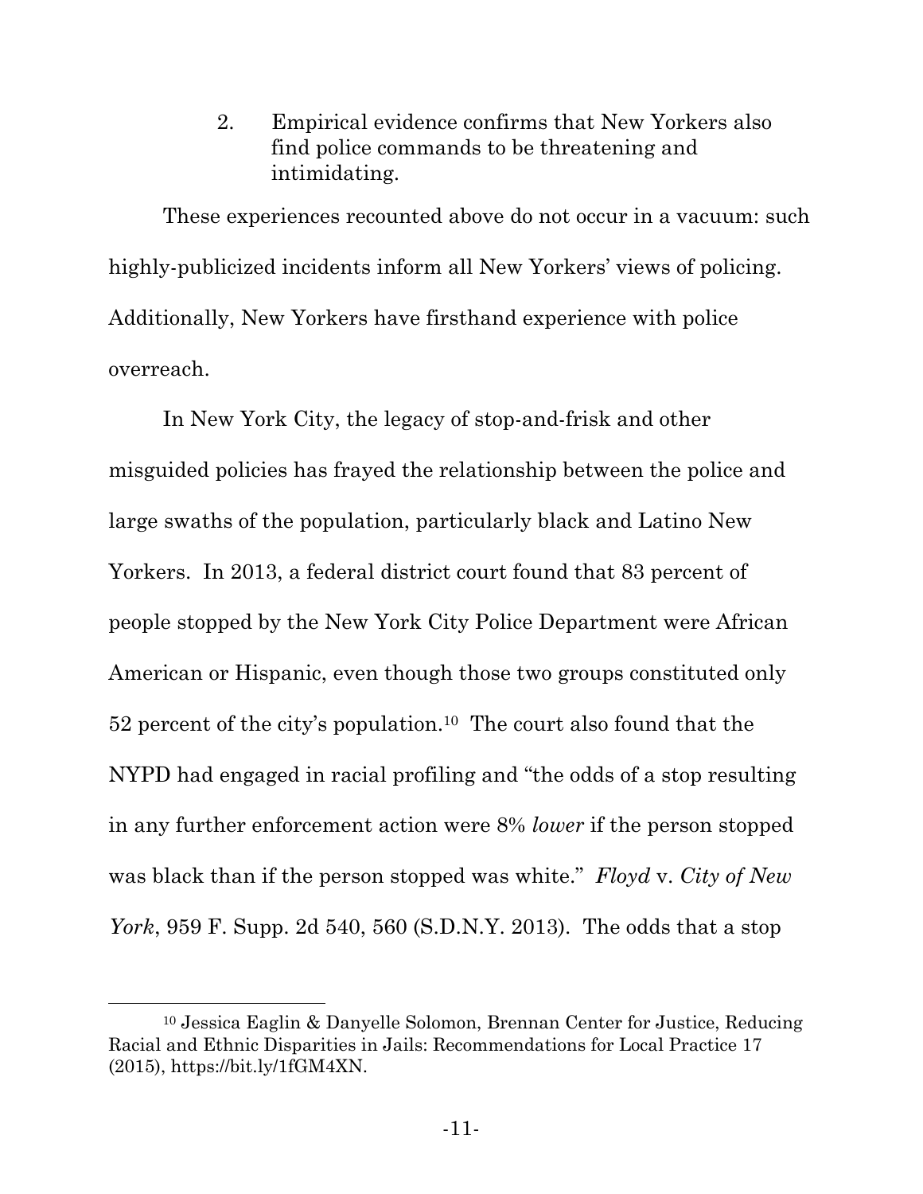### 2. Empirical evidence confirms that New Yorkers also find police commands to be threatening and intimidating.

These experiences recounted above do not occur in a vacuum: such highly-publicized incidents inform all New Yorkers' views of policing. Additionally, New Yorkers have firsthand experience with police overreach.

In New York City, the legacy of stop-and-frisk and other misguided policies has frayed the relationship between the police and large swaths of the population, particularly black and Latino New Yorkers. In 2013, a federal district court found that 83 percent of people stopped by the New York City Police Department were African American or Hispanic, even though those two groups constituted only 52 percent of the city's population.[10] The court also found that the NYPD had engaged in racial profiling and "the odds of a stop resulting in any further enforcement action were 8% *lower* if the person stopped was black than if the person stopped was white." *Floyd* v. *City of New York*, 959 F. Supp. 2d 540, 560 (S.D.N.Y. 2013). The odds that a stop

---

[10] Jessica Eaglin & Danyelle Solomon, Brennan Center for Justice, Reducing Racial and Ethnic Disparities in Jails: Recommendations for Local Practice 17 (2015), https://bit.ly/1fGM4XN.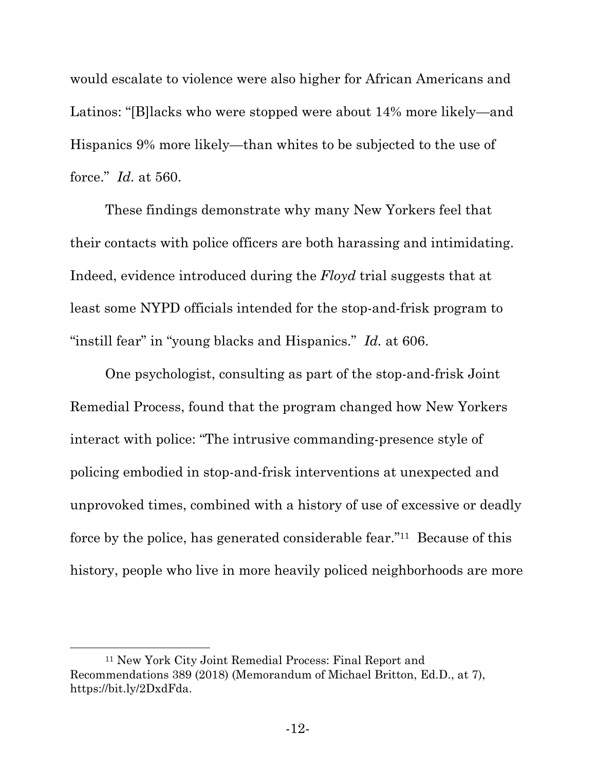would escalate to violence were also higher for African Americans and Latinos: "[B]lacks who were stopped were about 14% more likely—and Hispanics 9% more likely—than whites to be subjected to the use of force." *Id.* at 560.

These findings demonstrate why many New Yorkers feel that their contacts with police officers are both harassing and intimidating. Indeed, evidence introduced during the *Floyd* trial suggests that at least some NYPD officials intended for the stop-and-frisk program to "instill fear" in "young blacks and Hispanics." *Id.* at 606.

One psychologist, consulting as part of the stop-and-frisk Joint Remedial Process, found that the program changed how New Yorkers interact with police: "The intrusive commanding-presence style of policing embodied in stop-and-frisk interventions at unexpected and unprovoked times, combined with a history of use of excessive or deadly force by the police, has generated considerable fear."[11] Because of this history, people who live in more heavily policed neighborhoods are more

---

[11] New York City Joint Remedial Process: Final Report and Recommendations 389 (2018) (Memorandum of Michael Britton, Ed.D., at 7), https://bit.ly/2DxdFda.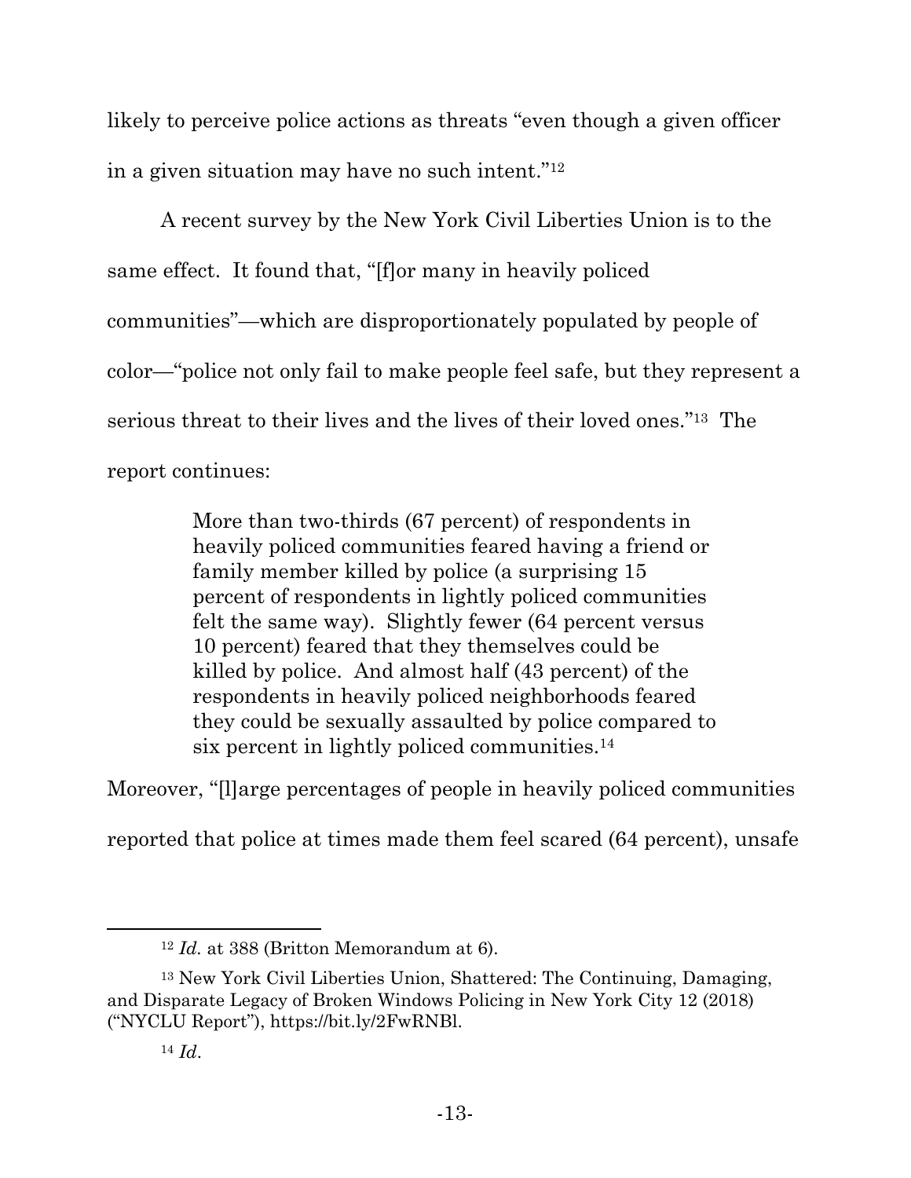likely to perceive police actions as threats "even though a given officer in a given situation may have no such intent."[12]

A recent survey by the New York Civil Liberties Union is to the same effect. It found that, "[f]or many in heavily policed communities"—which are disproportionately populated by people of color—"police not only fail to make people feel safe, but they represent a serious threat to their lives and the lives of their loved ones."[13] The report continues:

> More than two-thirds (67 percent) of respondents in heavily policed communities feared having a friend or family member killed by police (a surprising 15 percent of respondents in lightly policed communities felt the same way). Slightly fewer (64 percent versus 10 percent) feared that they themselves could be killed by police. And almost half (43 percent) of the respondents in heavily policed neighborhoods feared they could be sexually assaulted by police compared to six percent in lightly policed communities.[14]

Moreover, "[l]arge percentages of people in heavily policed communities reported that police at times made them feel scared (64 percent), unsafe

---

[12] *Id.* at 388 (Britton Memorandum at 6).

[13] New York Civil Liberties Union, Shattered: The Continuing, Damaging, and Disparate Legacy of Broken Windows Policing in New York City 12 (2018) ("NYCLU Report"), https://bit.ly/2FwRNBl.

[14] *Id*.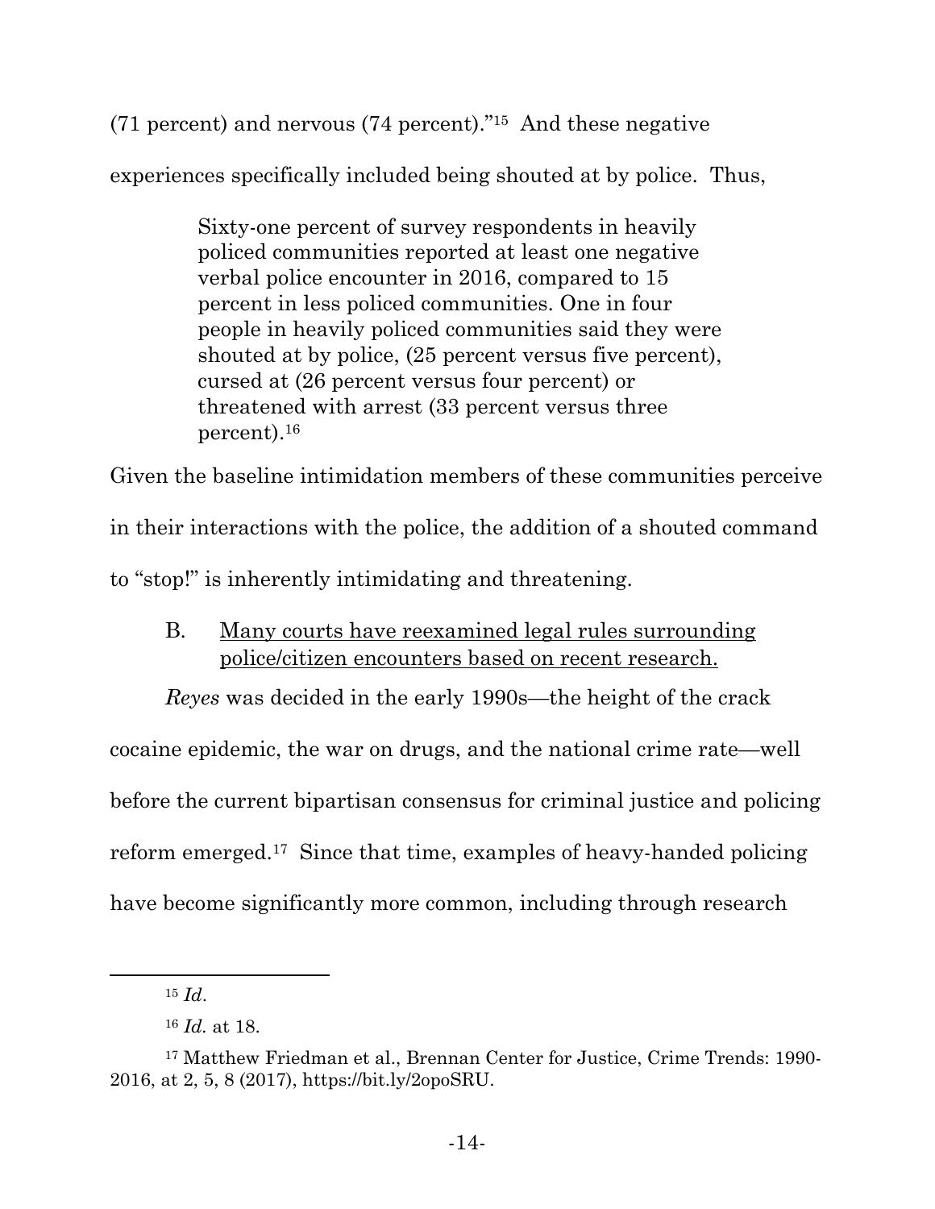(71 percent) and nervous (74 percent)."[15] And these negative experiences specifically included being shouted at by police. Thus,

> Sixty-one percent of survey respondents in heavily policed communities reported at least one negative verbal police encounter in 2016, compared to 15 percent in less policed communities. One in four people in heavily policed communities said they were shouted at by police, (25 percent versus five percent), cursed at (26 percent versus four percent) or threatened with arrest (33 percent versus three percent).[16]

Given the baseline intimidation members of these communities perceive in their interactions with the police, the addition of a shouted command to "stop!" is inherently intimidating and threatening.

B. Many courts have reexamined legal rules surrounding police/citizen encounters based on recent research.

*Reyes* was decided in the early 1990s—the height of the crack cocaine epidemic, the war on drugs, and the national crime rate—well before the current bipartisan consensus for criminal justice and policing reform emerged.[17] Since that time, examples of heavy-handed policing have become significantly more common, including through research

---

[15] *Id*.

[16] *Id.* at 18.

[17] Matthew Friedman et al., Brennan Center for Justice, Crime Trends: 1990-2016, at 2, 5, 8 (2017), https://bit.ly/2opoSRU.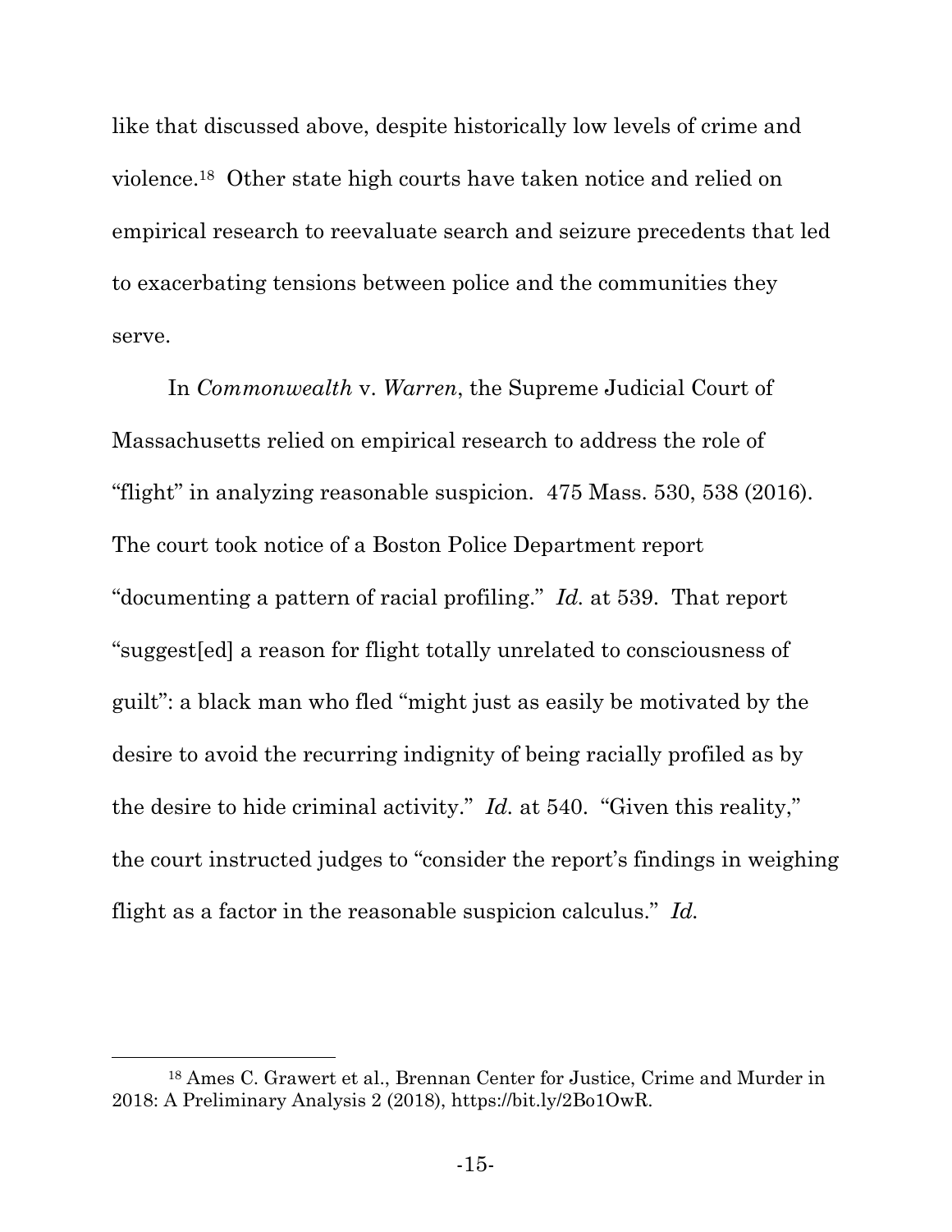like that discussed above, despite historically low levels of crime and violence.[18] Other state high courts have taken notice and relied on empirical research to reevaluate search and seizure precedents that led to exacerbating tensions between police and the communities they serve.

In *Commonwealth* v. *Warren*, the Supreme Judicial Court of Massachusetts relied on empirical research to address the role of "flight" in analyzing reasonable suspicion. 475 Mass. 530, 538 (2016). The court took notice of a Boston Police Department report "documenting a pattern of racial profiling." *Id.* at 539. That report "suggest[ed] a reason for flight totally unrelated to consciousness of guilt": a black man who fled "might just as easily be motivated by the desire to avoid the recurring indignity of being racially profiled as by the desire to hide criminal activity." *Id.* at 540. "Given this reality," the court instructed judges to "consider the report's findings in weighing flight as a factor in the reasonable suspicion calculus." *Id.*

---

[18] Ames C. Grawert et al., Brennan Center for Justice, Crime and Murder in 2018: A Preliminary Analysis 2 (2018), https://bit.ly/2Bo1OwR.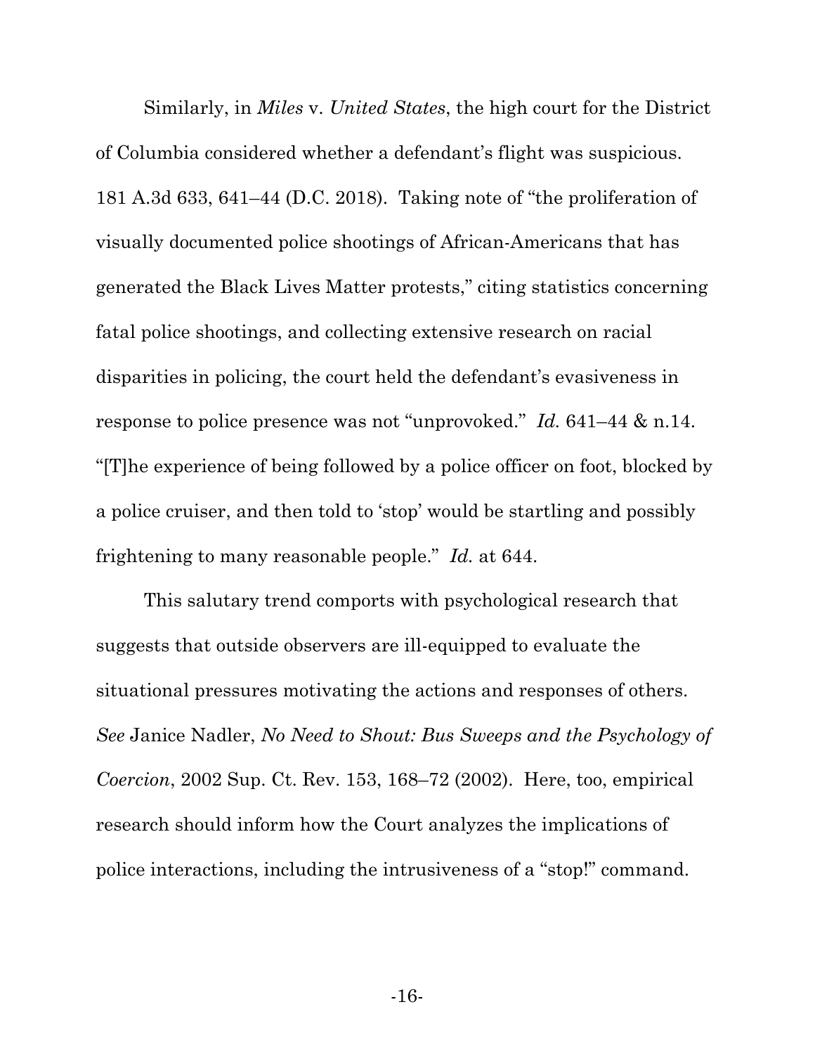Similarly, in *Miles* v. *United States*, the high court for the District of Columbia considered whether a defendant's flight was suspicious. 181 A.3d 633, 641–44 (D.C. 2018). Taking note of "the proliferation of visually documented police shootings of African-Americans that has generated the Black Lives Matter protests," citing statistics concerning fatal police shootings, and collecting extensive research on racial disparities in policing, the court held the defendant's evasiveness in response to police presence was not "unprovoked." *Id.* 641–44 & n.14. "[T]he experience of being followed by a police officer on foot, blocked by a police cruiser, and then told to 'stop' would be startling and possibly frightening to many reasonable people." *Id.* at 644.

This salutary trend comports with psychological research that suggests that outside observers are ill-equipped to evaluate the situational pressures motivating the actions and responses of others. *See* Janice Nadler, *No Need to Shout: Bus Sweeps and the Psychology of Coercion*, 2002 Sup. Ct. Rev. 153, 168–72 (2002). Here, too, empirical research should inform how the Court analyzes the implications of police interactions, including the intrusiveness of a "stop!" command.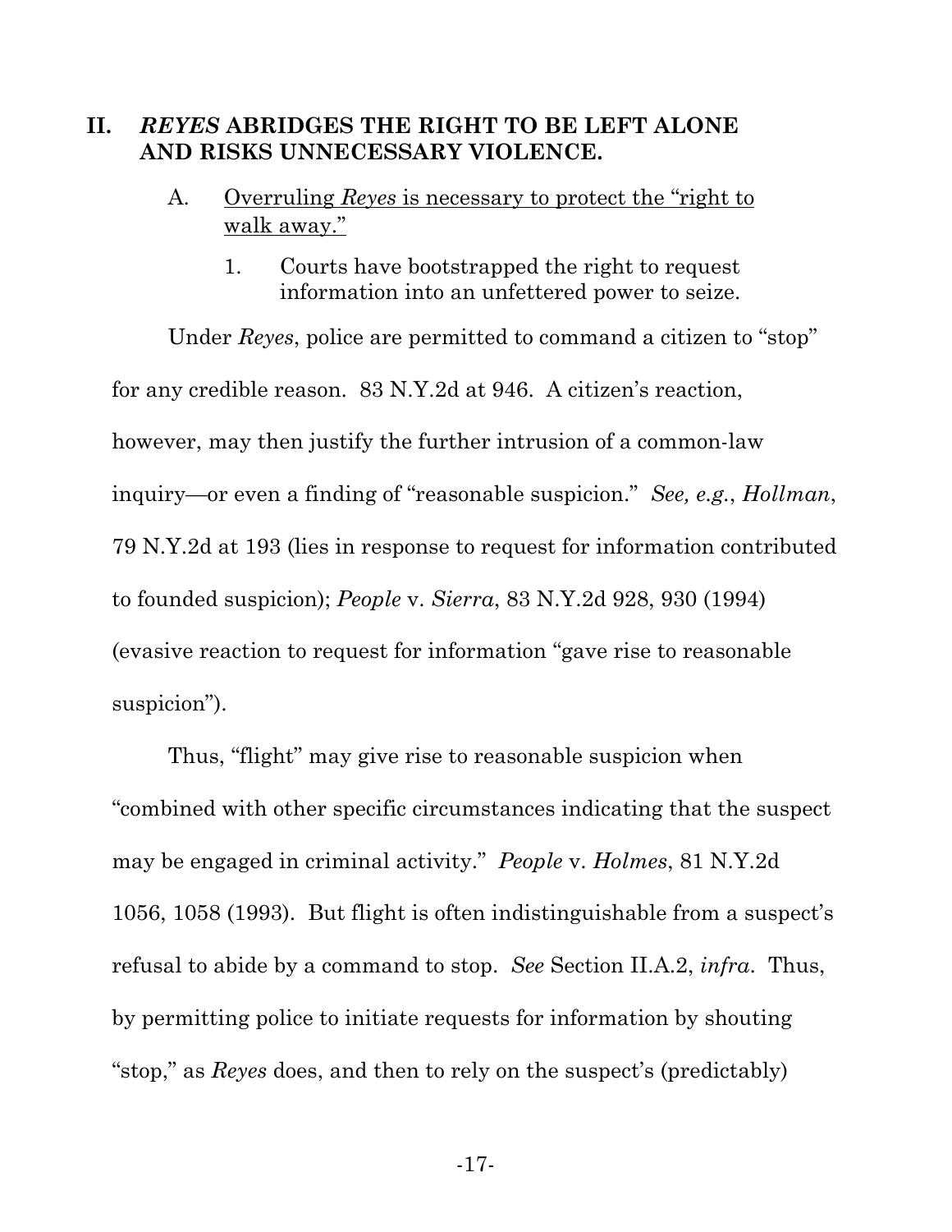## II. *REYES* ABRIDGES THE RIGHT TO BE LEFT ALONE AND RISKS UNNECESSARY VIOLENCE.

### A. Overruling *Reyes* is necessary to protect the "right to walk away."

#### 1. Courts have bootstrapped the right to request information into an unfettered power to seize.

Under *Reyes*, police are permitted to command a citizen to "stop" for any credible reason. 83 N.Y.2d at 946. A citizen's reaction, however, may then justify the further intrusion of a common-law inquiry—or even a finding of "reasonable suspicion." *See, e.g.*, *Hollman*, 79 N.Y.2d at 193 (lies in response to request for information contributed to founded suspicion); *People* v. *Sierra*, 83 N.Y.2d 928, 930 (1994) (evasive reaction to request for information "gave rise to reasonable suspicion").

Thus, "flight" may give rise to reasonable suspicion when "combined with other specific circumstances indicating that the suspect may be engaged in criminal activity." *People* v. *Holmes*, 81 N.Y.2d 1056, 1058 (1993). But flight is often indistinguishable from a suspect's refusal to abide by a command to stop. *See* Section II.A.2, *infra*. Thus, by permitting police to initiate requests for information by shouting "stop," as *Reyes* does, and then to rely on the suspect's (predictably)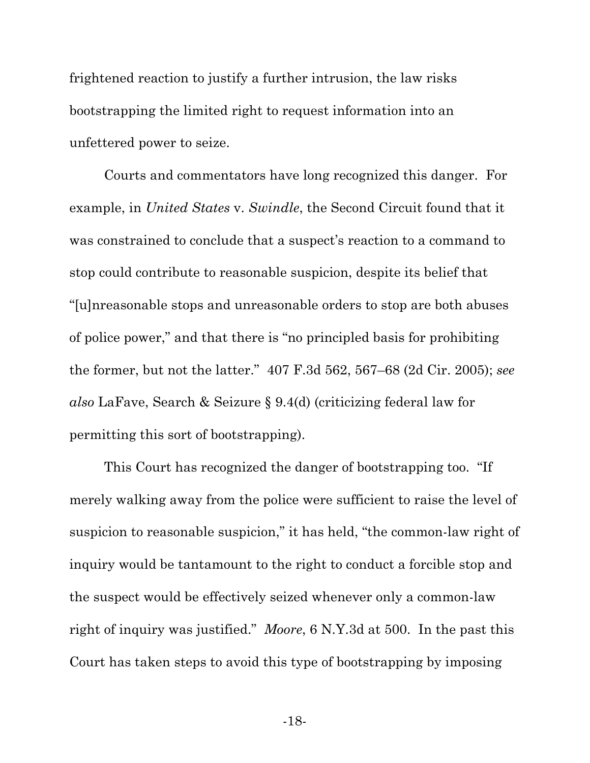frightened reaction to justify a further intrusion, the law risks bootstrapping the limited right to request information into an unfettered power to seize.

Courts and commentators have long recognized this danger. For example, in *United States* v. *Swindle*, the Second Circuit found that it was constrained to conclude that a suspect's reaction to a command to stop could contribute to reasonable suspicion, despite its belief that "[u]nreasonable stops and unreasonable orders to stop are both abuses of police power," and that there is "no principled basis for prohibiting the former, but not the latter." 407 F.3d 562, 567–68 (2d Cir. 2005); *see also* LaFave, Search & Seizure § 9.4(d) (criticizing federal law for permitting this sort of bootstrapping).

This Court has recognized the danger of bootstrapping too. "If merely walking away from the police were sufficient to raise the level of suspicion to reasonable suspicion," it has held, "the common-law right of inquiry would be tantamount to the right to conduct a forcible stop and the suspect would be effectively seized whenever only a common-law right of inquiry was justified." *Moore*, 6 N.Y.3d at 500. In the past this Court has taken steps to avoid this type of bootstrapping by imposing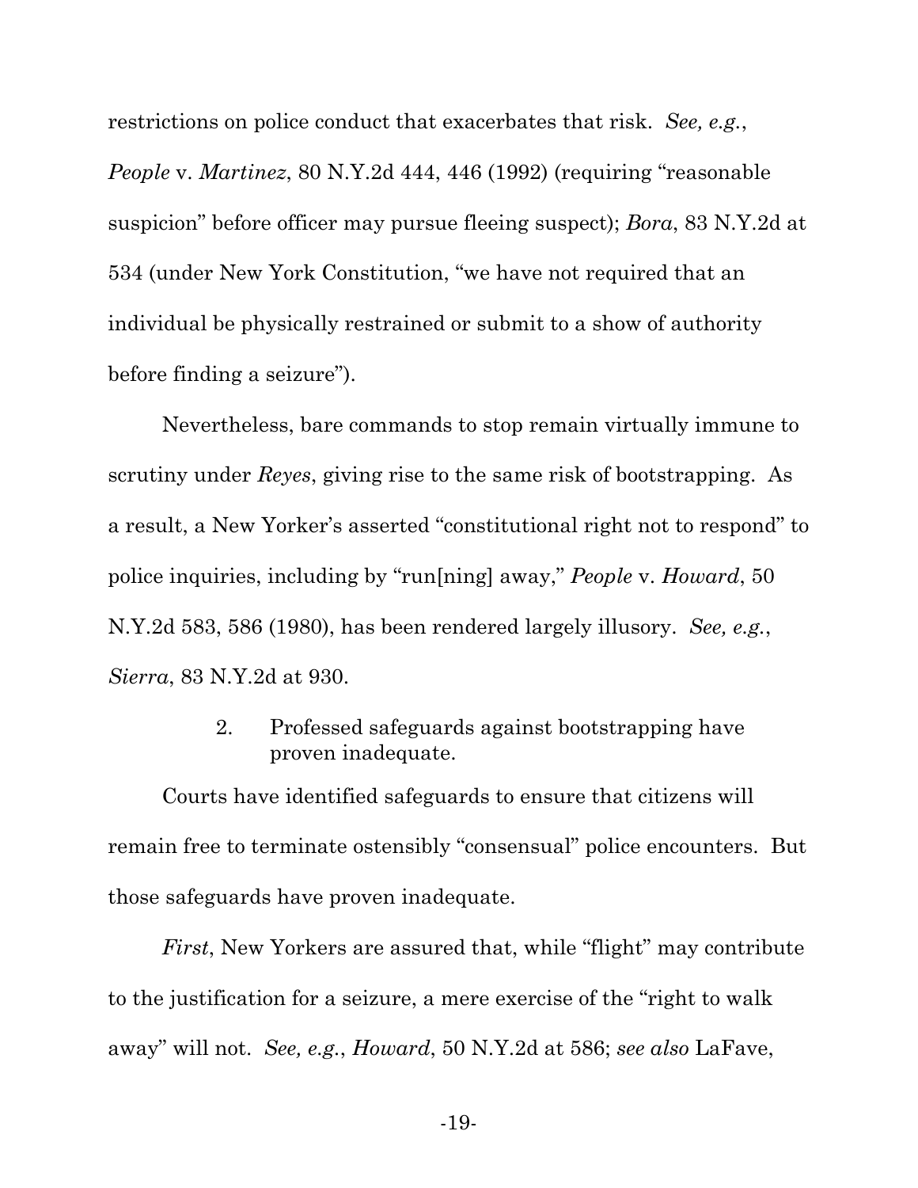restrictions on police conduct that exacerbates that risk. *See, e.g.*, *People* v. *Martinez*, 80 N.Y.2d 444, 446 (1992) (requiring "reasonable suspicion" before officer may pursue fleeing suspect); *Bora*, 83 N.Y.2d at 534 (under New York Constitution, "we have not required that an individual be physically restrained or submit to a show of authority before finding a seizure").

Nevertheless, bare commands to stop remain virtually immune to scrutiny under *Reyes*, giving rise to the same risk of bootstrapping. As a result, a New Yorker's asserted "constitutional right not to respond" to police inquiries, including by "run[ning] away," *People* v. *Howard*, 50 N.Y.2d 583, 586 (1980), has been rendered largely illusory. *See, e.g.*, *Sierra*, 83 N.Y.2d at 930.

#### 2. Professed safeguards against bootstrapping have proven inadequate.

Courts have identified safeguards to ensure that citizens will remain free to terminate ostensibly "consensual" police encounters. But those safeguards have proven inadequate.

*First*, New Yorkers are assured that, while "flight" may contribute to the justification for a seizure, a mere exercise of the "right to walk away" will not. *See, e.g.*, *Howard*, 50 N.Y.2d at 586; *see also* LaFave,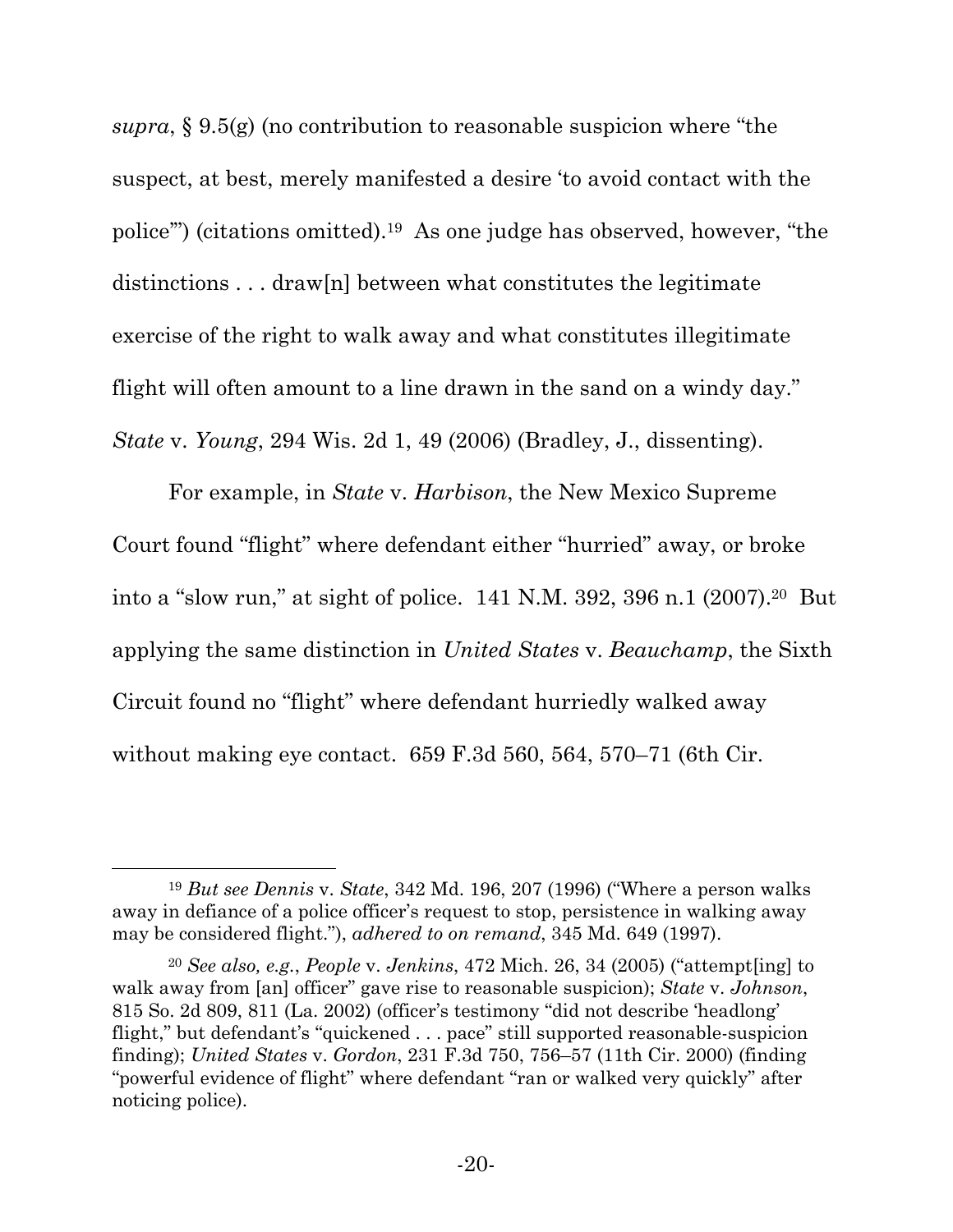*supra*, § 9.5(g) (no contribution to reasonable suspicion where "the suspect, at best, merely manifested a desire 'to avoid contact with the police'") (citations omitted).[19] As one judge has observed, however, "the distinctions . . . draw[n] between what constitutes the legitimate exercise of the right to walk away and what constitutes illegitimate flight will often amount to a line drawn in the sand on a windy day." *State* v. *Young*, 294 Wis. 2d 1, 49 (2006) (Bradley, J., dissenting).

For example, in *State* v. *Harbison*, the New Mexico Supreme Court found "flight" where defendant either "hurried" away, or broke into a "slow run," at sight of police. 141 N.M. 392, 396 n.1 (2007).[20] But applying the same distinction in *United States* v. *Beauchamp*, the Sixth Circuit found no "flight" where defendant hurriedly walked away without making eye contact. 659 F.3d 560, 564, 570–71 (6th Cir.

---

[19] *But see Dennis* v. *State*, 342 Md. 196, 207 (1996) ("Where a person walks away in defiance of a police officer's request to stop, persistence in walking away may be considered flight."), *adhered to on remand*, 345 Md. 649 (1997).

[20] *See also, e.g.*, *People* v. *Jenkins*, 472 Mich. 26, 34 (2005) ("attempt[ing] to walk away from [an] officer" gave rise to reasonable suspicion); *State* v. *Johnson*, 815 So. 2d 809, 811 (La. 2002) (officer's testimony "did not describe 'headlong' flight," but defendant's "quickened . . . pace" still supported reasonable-suspicion finding); *United States* v. *Gordon*, 231 F.3d 750, 756–57 (11th Cir. 2000) (finding "powerful evidence of flight" where defendant "ran or walked very quickly" after noticing police).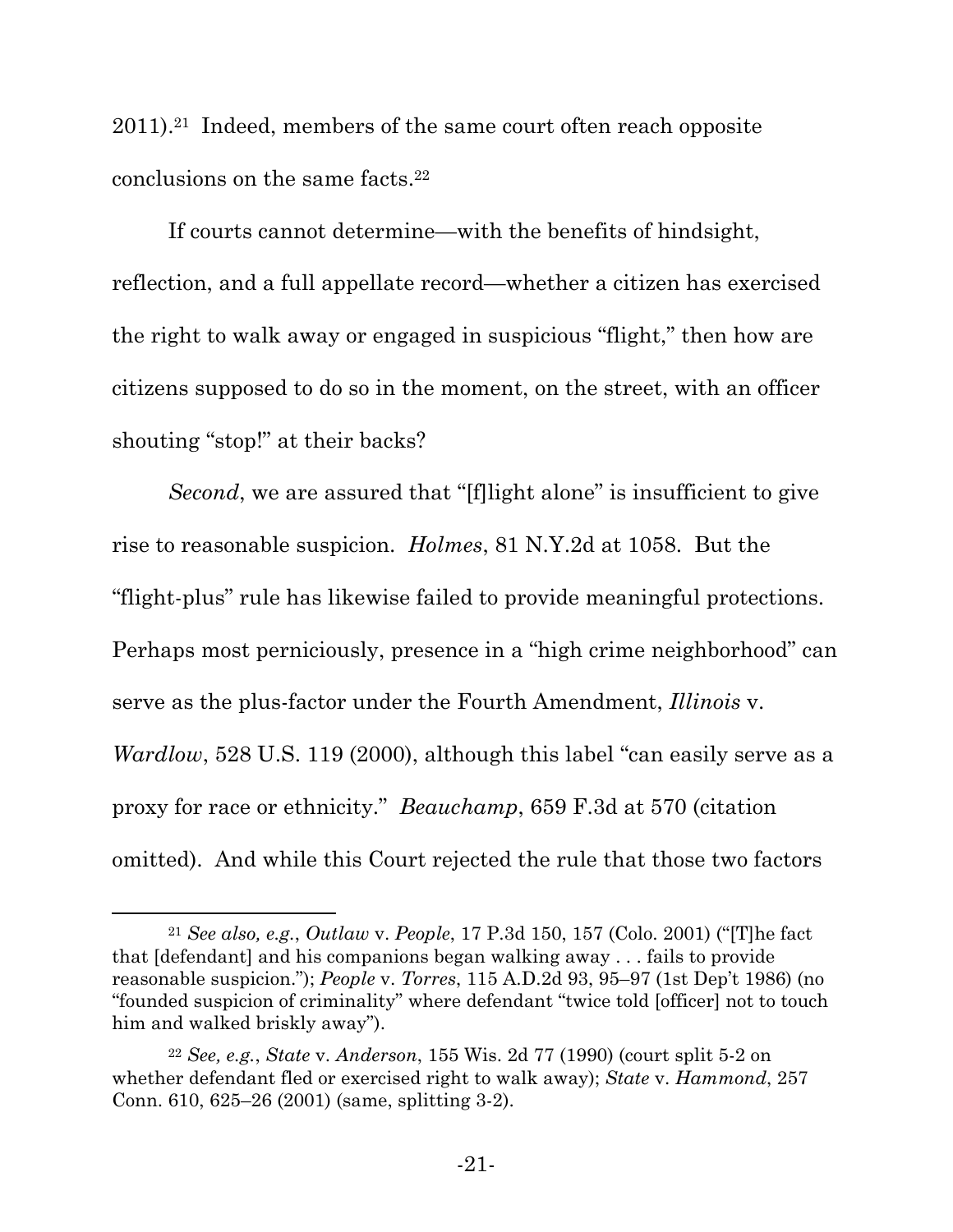2011).[21] Indeed, members of the same court often reach opposite conclusions on the same facts.[22]

If courts cannot determine—with the benefits of hindsight, reflection, and a full appellate record—whether a citizen has exercised the right to walk away or engaged in suspicious "flight," then how are citizens supposed to do so in the moment, on the street, with an officer shouting "stop!" at their backs?

*Second*, we are assured that "[f]light alone" is insufficient to give rise to reasonable suspicion. *Holmes*, 81 N.Y.2d at 1058. But the "flight-plus" rule has likewise failed to provide meaningful protections. Perhaps most perniciously, presence in a "high crime neighborhood" can serve as the plus-factor under the Fourth Amendment, *Illinois* v. *Wardlow*, 528 U.S. 119 (2000), although this label "can easily serve as a proxy for race or ethnicity." *Beauchamp*, 659 F.3d at 570 (citation omitted). And while this Court rejected the rule that those two factors

---

[21] *See also, e.g.*, *Outlaw* v. *People*, 17 P.3d 150, 157 (Colo. 2001) ("[T]he fact that [defendant] and his companions began walking away . . . fails to provide reasonable suspicion."); *People* v. *Torres*, 115 A.D.2d 93, 95–97 (1st Dep't 1986) (no "founded suspicion of criminality" where defendant "twice told [officer] not to touch him and walked briskly away").

[22] *See, e.g.*, *State* v. *Anderson*, 155 Wis. 2d 77 (1990) (court split 5-2 on whether defendant fled or exercised right to walk away); *State* v. *Hammond*, 257 Conn. 610, 625–26 (2001) (same, splitting 3-2).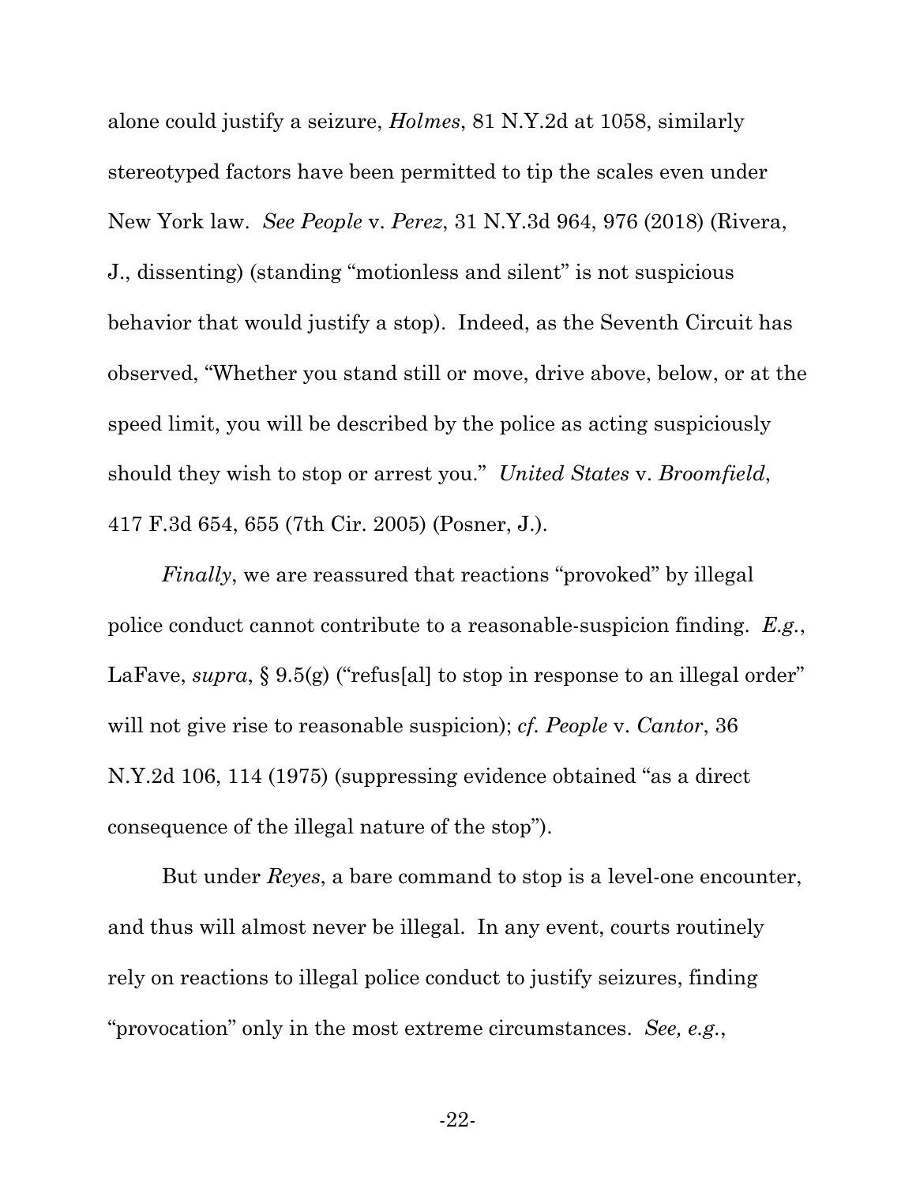alone could justify a seizure, *Holmes*, 81 N.Y.2d at 1058, similarly stereotyped factors have been permitted to tip the scales even under New York law. *See People* v. *Perez*, 31 N.Y.3d 964, 976 (2018) (Rivera, J., dissenting) (standing "motionless and silent" is not suspicious behavior that would justify a stop). Indeed, as the Seventh Circuit has observed, "Whether you stand still or move, drive above, below, or at the speed limit, you will be described by the police as acting suspiciously should they wish to stop or arrest you." *United States* v. *Broomfield*, 417 F.3d 654, 655 (7th Cir. 2005) (Posner, J.).

*Finally*, we are reassured that reactions "provoked" by illegal police conduct cannot contribute to a reasonable-suspicion finding. *E.g.*, LaFave, *supra*, § 9.5(g) ("refus[al] to stop in response to an illegal order" will not give rise to reasonable suspicion); *cf. People* v. *Cantor*, 36 N.Y.2d 106, 114 (1975) (suppressing evidence obtained "as a direct consequence of the illegal nature of the stop").

But under *Reyes*, a bare command to stop is a level-one encounter, and thus will almost never be illegal. In any event, courts routinely rely on reactions to illegal police conduct to justify seizures, finding "provocation" only in the most extreme circumstances. *See, e.g.*,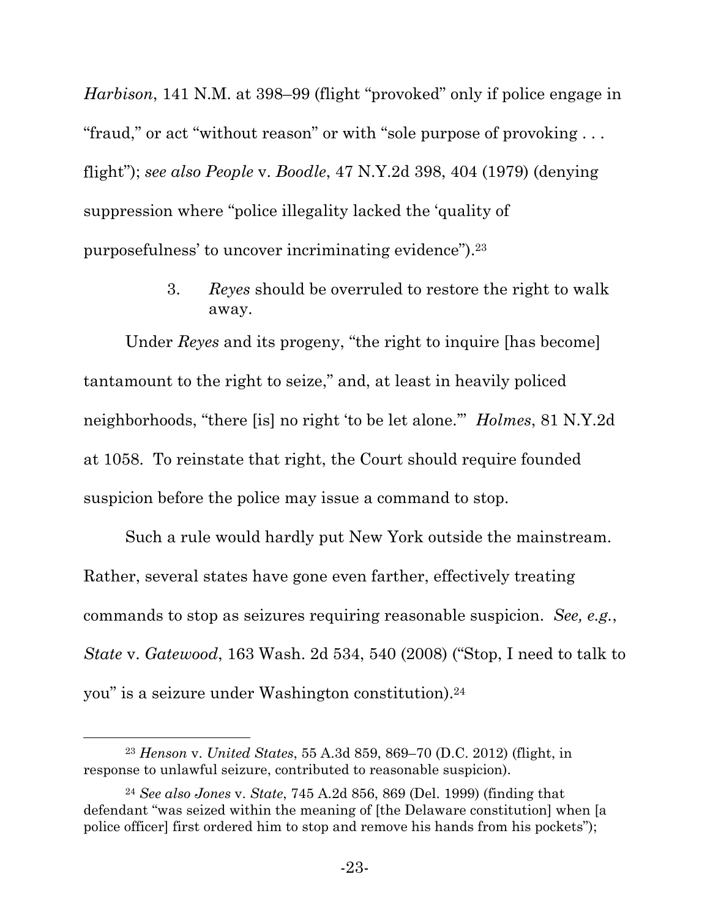*Harbison*, 141 N.M. at 398–99 (flight "provoked" only if police engage in "fraud," or act "without reason" or with "sole purpose of provoking . . . flight"); *see also People* v. *Boodle*, 47 N.Y.2d 398, 404 (1979) (denying suppression where "police illegality lacked the 'quality of purposefulness' to uncover incriminating evidence").[23]

### 3. *Reyes* should be overruled to restore the right to walk away.

Under *Reyes* and its progeny, "the right to inquire [has become] tantamount to the right to seize," and, at least in heavily policed neighborhoods, "there [is] no right 'to be let alone.'" *Holmes*, 81 N.Y.2d at 1058. To reinstate that right, the Court should require founded suspicion before the police may issue a command to stop.

Such a rule would hardly put New York outside the mainstream. Rather, several states have gone even farther, effectively treating commands to stop as seizures requiring reasonable suspicion. *See, e.g.*, *State* v. *Gatewood*, 163 Wash. 2d 534, 540 (2008) ("Stop, I need to talk to you" is a seizure under Washington constitution).[24]

---

[23] *Henson* v. *United States*, 55 A.3d 859, 869–70 (D.C. 2012) (flight, in response to unlawful seizure, contributed to reasonable suspicion).

[24] *See also Jones* v. *State*, 745 A.2d 856, 869 (Del. 1999) (finding that defendant "was seized within the meaning of [the Delaware constitution] when [a police officer] first ordered him to stop and remove his hands from his pockets");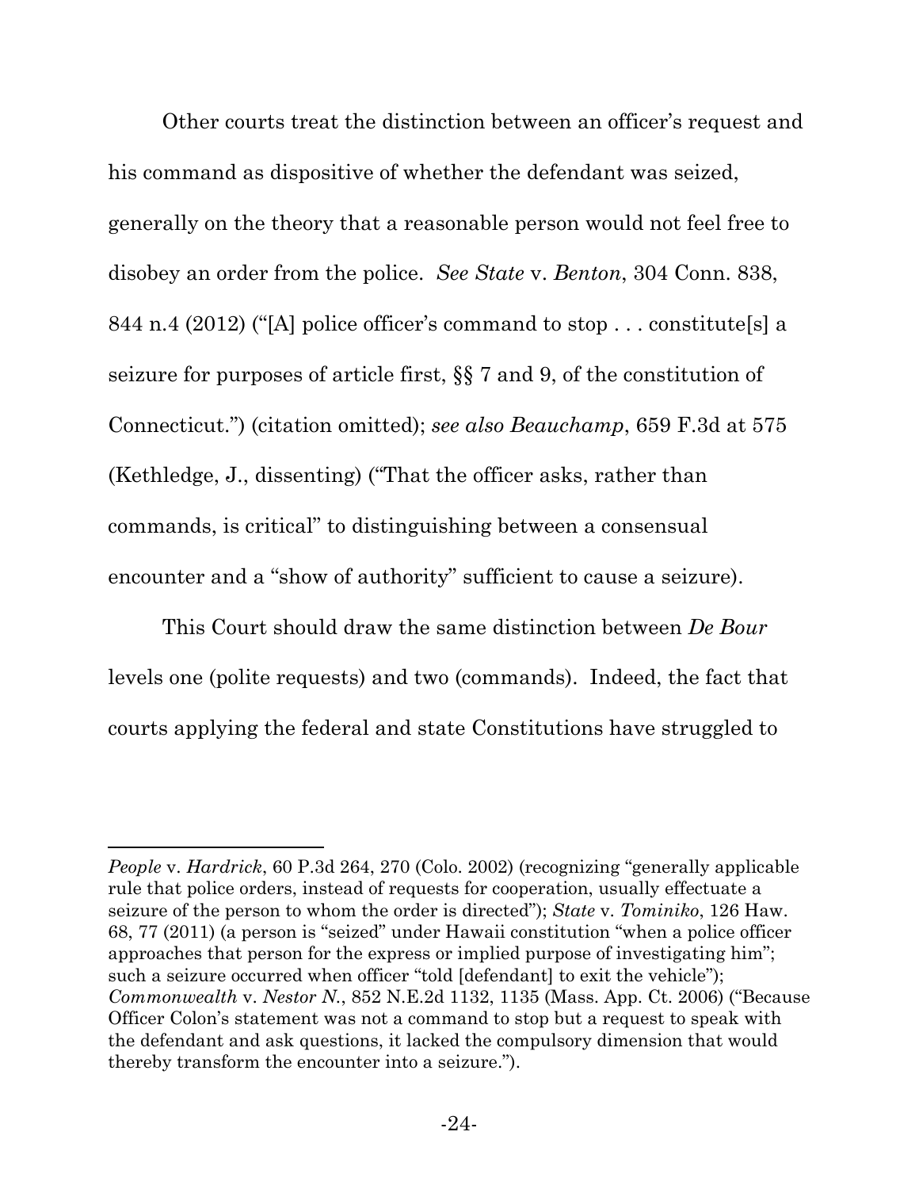Other courts treat the distinction between an officer's request and his command as dispositive of whether the defendant was seized, generally on the theory that a reasonable person would not feel free to disobey an order from the police. *See State* v. *Benton*, 304 Conn. 838, 844 n.4 (2012) ("[A] police officer's command to stop . . . constitute[s] a seizure for purposes of article first, §§ 7 and 9, of the constitution of Connecticut.") (citation omitted); *see also Beauchamp*, 659 F.3d at 575 (Kethledge, J., dissenting) ("That the officer asks, rather than commands, is critical" to distinguishing between a consensual encounter and a "show of authority" sufficient to cause a seizure).

This Court should draw the same distinction between *De Bour* levels one (polite requests) and two (commands). Indeed, the fact that courts applying the federal and state Constitutions have struggled to

---

*People* v. *Hardrick*, 60 P.3d 264, 270 (Colo. 2002) (recognizing "generally applicable rule that police orders, instead of requests for cooperation, usually effectuate a seizure of the person to whom the order is directed"); *State* v. *Tominiko*, 126 Haw. 68, 77 (2011) (a person is "seized" under Hawaii constitution "when a police officer approaches that person for the express or implied purpose of investigating him"; such a seizure occurred when officer "told [defendant] to exit the vehicle"); *Commonwealth* v. *Nestor N.*, 852 N.E.2d 1132, 1135 (Mass. App. Ct. 2006) ("Because Officer Colon's statement was not a command to stop but a request to speak with the defendant and ask questions, it lacked the compulsory dimension that would thereby transform the encounter into a seizure.").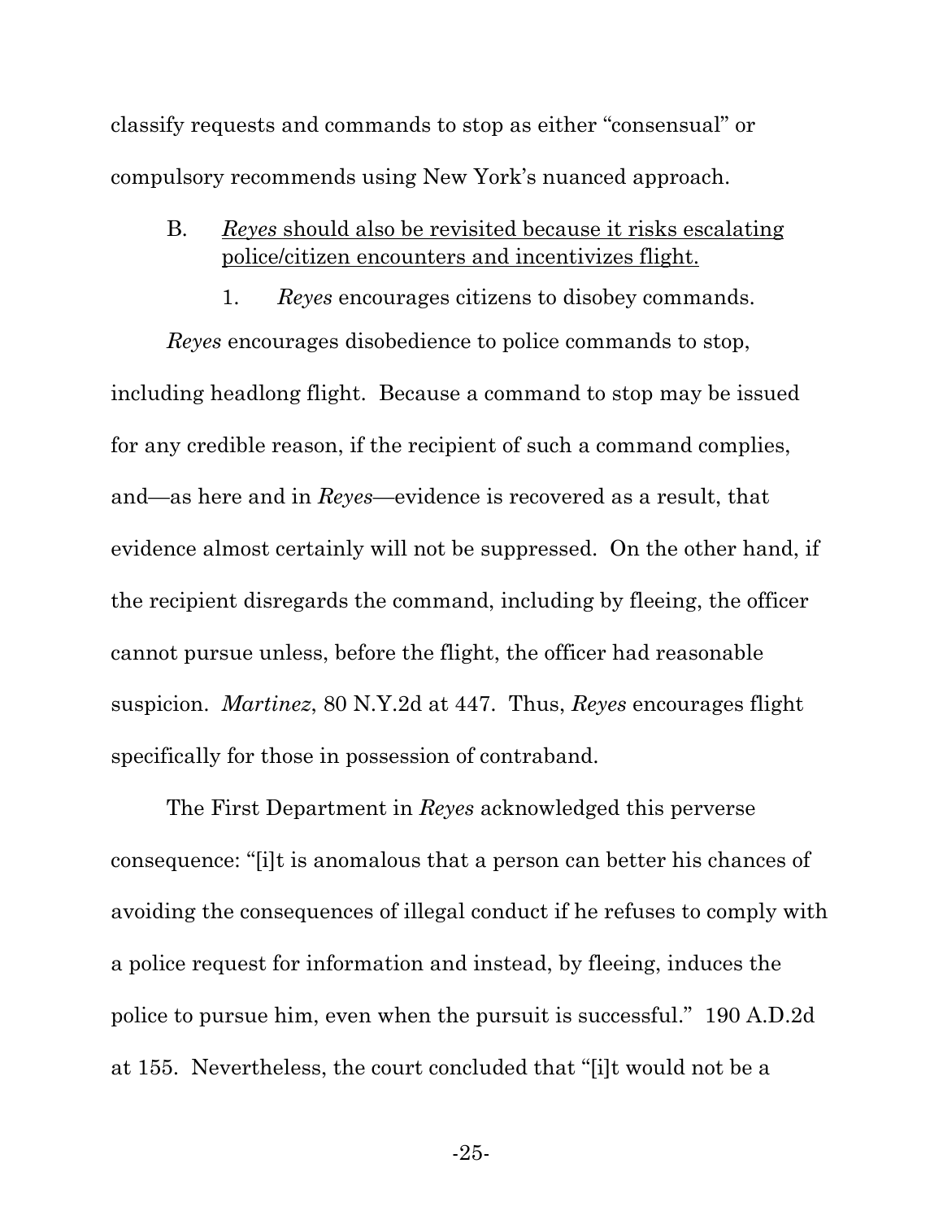classify requests and commands to stop as either "consensual" or compulsory recommends using New York's nuanced approach.

### B. <u>*Reyes* should also be revisited because it risks escalating police/citizen encounters and incentivizes flight.</u>

#### 1. *Reyes* encourages citizens to disobey commands.

*Reyes* encourages disobedience to police commands to stop, including headlong flight. Because a command to stop may be issued for any credible reason, if the recipient of such a command complies, and—as here and in *Reyes*—evidence is recovered as a result, that evidence almost certainly will not be suppressed. On the other hand, if the recipient disregards the command, including by fleeing, the officer cannot pursue unless, before the flight, the officer had reasonable suspicion. *Martinez*, 80 N.Y.2d at 447. Thus, *Reyes* encourages flight specifically for those in possession of contraband.

The First Department in *Reyes* acknowledged this perverse consequence: "[i]t is anomalous that a person can better his chances of avoiding the consequences of illegal conduct if he refuses to comply with a police request for information and instead, by fleeing, induces the police to pursue him, even when the pursuit is successful." 190 A.D.2d at 155. Nevertheless, the court concluded that "[i]t would not be a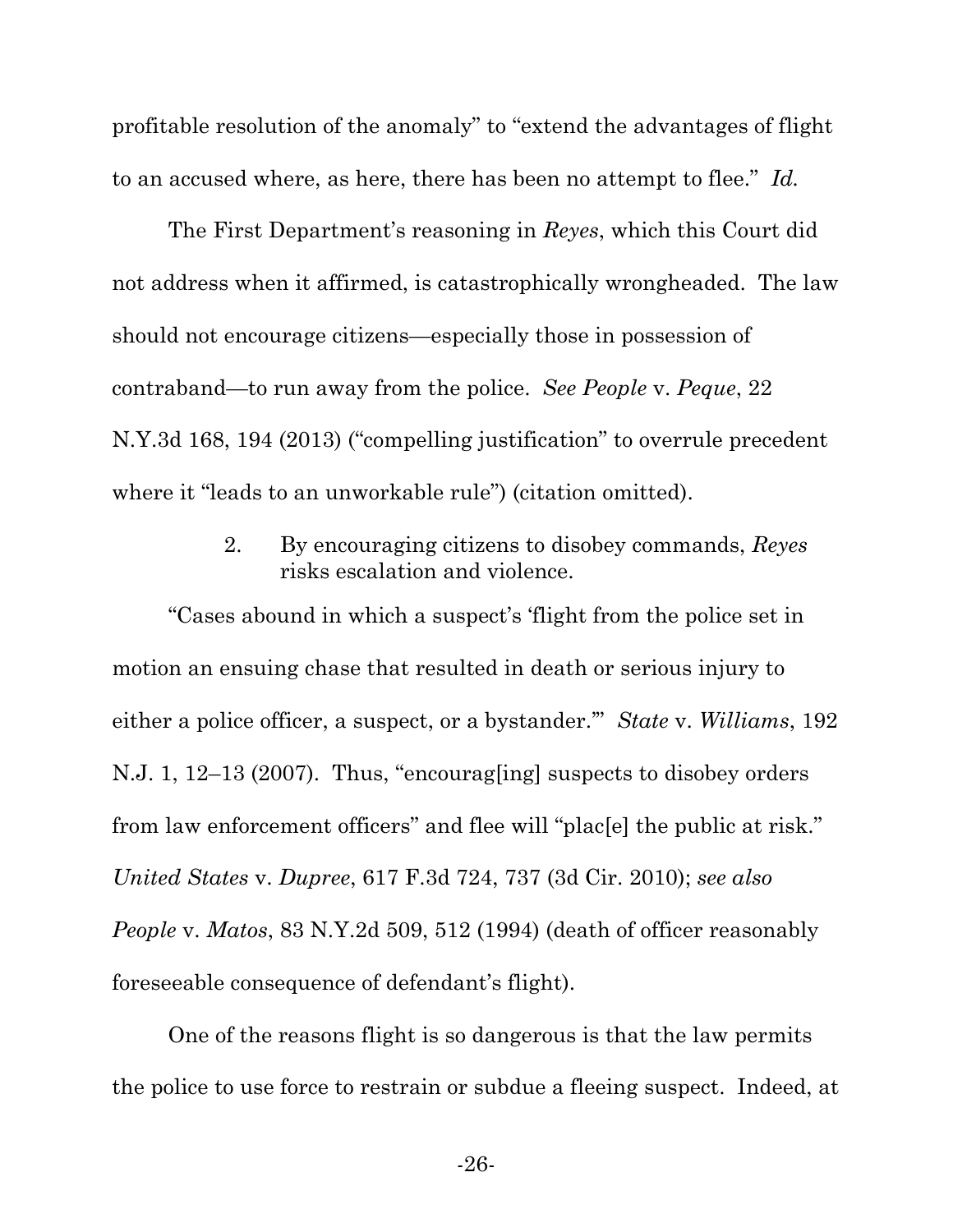profitable resolution of the anomaly" to "extend the advantages of flight to an accused where, as here, there has been no attempt to flee." *Id.*

The First Department's reasoning in *Reyes*, which this Court did not address when it affirmed, is catastrophically wrongheaded. The law should not encourage citizens—especially those in possession of contraband—to run away from the police. *See People* v. *Peque*, 22 N.Y.3d 168, 194 (2013) ("compelling justification" to overrule precedent where it "leads to an unworkable rule") (citation omitted).

2. By encouraging citizens to disobey commands, *Reyes* risks escalation and violence.

"Cases abound in which a suspect's 'flight from the police set in motion an ensuing chase that resulted in death or serious injury to either a police officer, a suspect, or a bystander.'" *State* v. *Williams*, 192 N.J. 1, 12–13 (2007). Thus, "encourag[ing] suspects to disobey orders from law enforcement officers" and flee will "plac[e] the public at risk." *United States* v. *Dupree*, 617 F.3d 724, 737 (3d Cir. 2010); *see also People* v. *Matos*, 83 N.Y.2d 509, 512 (1994) (death of officer reasonably foreseeable consequence of defendant's flight).

One of the reasons flight is so dangerous is that the law permits the police to use force to restrain or subdue a fleeing suspect. Indeed, at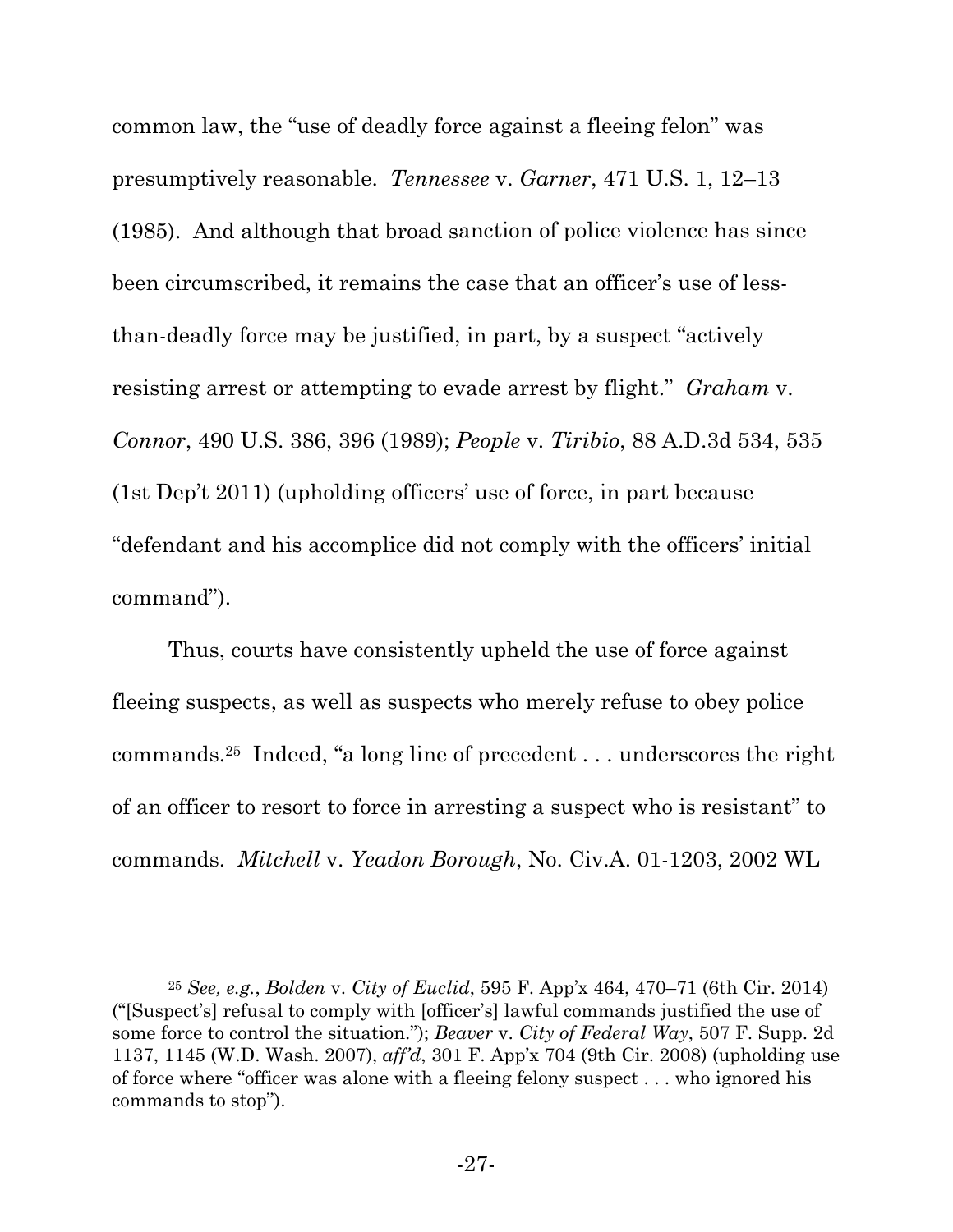common law, the "use of deadly force against a fleeing felon" was presumptively reasonable. *Tennessee* v. *Garner*, 471 U.S. 1, 12–13 (1985). And although that broad sanction of police violence has since been circumscribed, it remains the case that an officer's use of less-than-deadly force may be justified, in part, by a suspect "actively resisting arrest or attempting to evade arrest by flight." *Graham* v. *Connor*, 490 U.S. 386, 396 (1989); *People* v. *Tiribio*, 88 A.D.3d 534, 535 (1st Dep't 2011) (upholding officers' use of force, in part because "defendant and his accomplice did not comply with the officers' initial command").

Thus, courts have consistently upheld the use of force against fleeing suspects, as well as suspects who merely refuse to obey police commands.[25] Indeed, "a long line of precedent . . . underscores the right of an officer to resort to force in arresting a suspect who is resistant" to commands. *Mitchell* v. *Yeadon Borough*, No. Civ.A. 01-1203, 2002 WL

---

[25] *See, e.g.*, *Bolden* v. *City of Euclid*, 595 F. App'x 464, 470–71 (6th Cir. 2014) ("[Suspect's] refusal to comply with [officer's] lawful commands justified the use of some force to control the situation."); *Beaver* v. *City of Federal Way*, 507 F. Supp. 2d 1137, 1145 (W.D. Wash. 2007), *aff'd*, 301 F. App'x 704 (9th Cir. 2008) (upholding use of force where "officer was alone with a fleeing felony suspect . . . who ignored his commands to stop").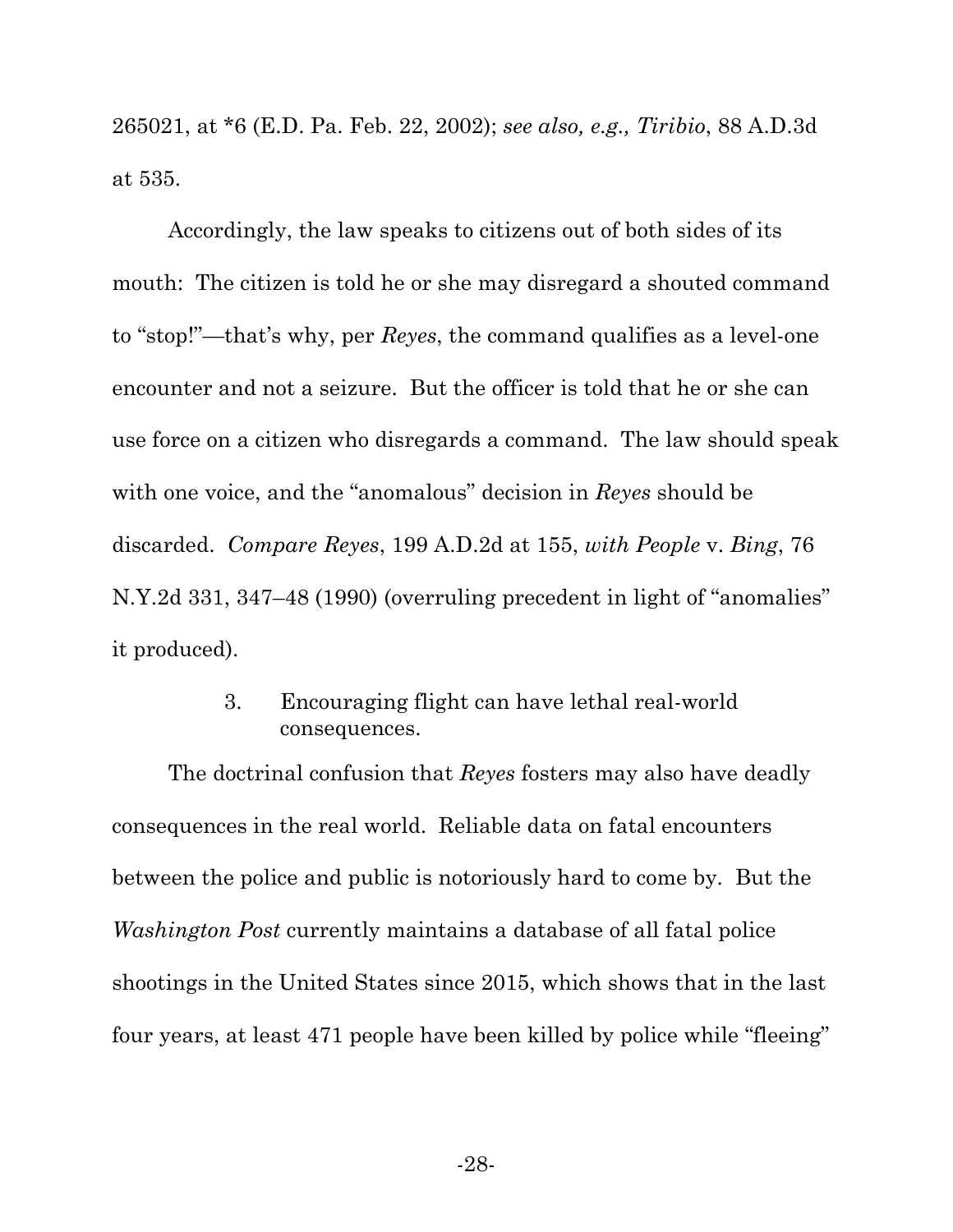265021, at *6 (E.D. Pa. Feb. 22, 2002); *see also, e.g., Tiribio*, 88 A.D.3d at 535.

Accordingly, the law speaks to citizens out of both sides of its mouth: The citizen is told he or she may disregard a shouted command to "stop!"—that's why, per *Reyes*, the command qualifies as a level-one encounter and not a seizure. But the officer is told that he or she can use force on a citizen who disregards a command. The law should speak with one voice, and the "anomalous" decision in *Reyes* should be discarded. *Compare Reyes*, 199 A.D.2d at 155, *with People* v. *Bing*, 76 N.Y.2d 331, 347–48 (1990) (overruling precedent in light of "anomalies" it produced).

3. Encouraging flight can have lethal real-world consequences.

The doctrinal confusion that *Reyes* fosters may also have deadly consequences in the real world. Reliable data on fatal encounters between the police and public is notoriously hard to come by. But the *Washington Post* currently maintains a database of all fatal police shootings in the United States since 2015, which shows that in the last four years, at least 471 people have been killed by police while "fleeing"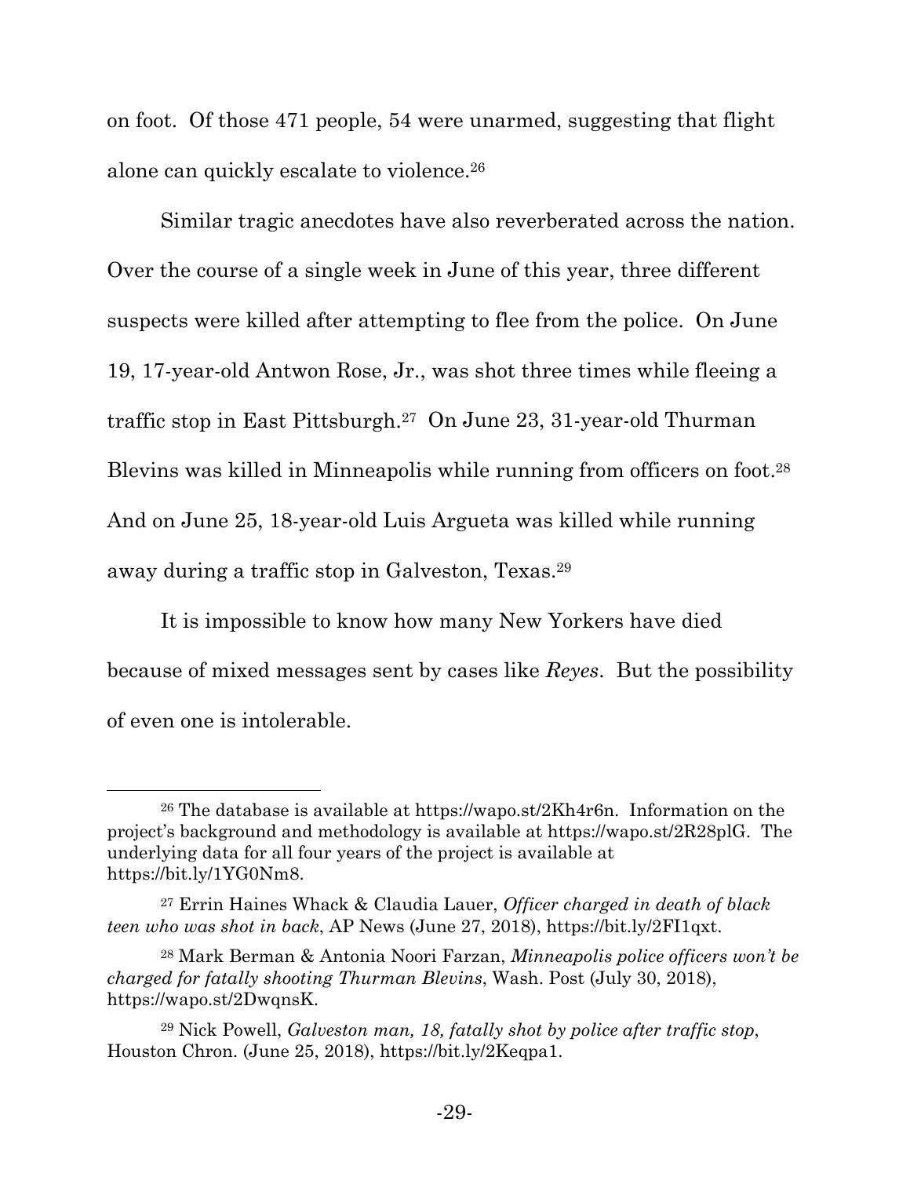on foot. Of those 471 people, 54 were unarmed, suggesting that flight alone can quickly escalate to violence.[26]

Similar tragic anecdotes have also reverberated across the nation. Over the course of a single week in June of this year, three different suspects were killed after attempting to flee from the police. On June 19, 17-year-old Antwon Rose, Jr., was shot three times while fleeing a traffic stop in East Pittsburgh.[27] On June 23, 31-year-old Thurman Blevins was killed in Minneapolis while running from officers on foot.[28] And on June 25, 18-year-old Luis Argueta was killed while running away during a traffic stop in Galveston, Texas.[29]

It is impossible to know how many New Yorkers have died because of mixed messages sent by cases like *Reyes*. But the possibility of even one is intolerable.

---

[26] The database is available at https://wapo.st/2Kh4r6n. Information on the project's background and methodology is available at https://wapo.st/2R28plG. The underlying data for all four years of the project is available at https://bit.ly/1YG0Nm8.

[27] Errin Haines Whack & Claudia Lauer, *Officer charged in death of black teen who was shot in back*, AP News (June 27, 2018), https://bit.ly/2FI1qxt.

[28] Mark Berman & Antonia Noori Farzan, *Minneapolis police officers won't be charged for fatally shooting Thurman Blevins*, Wash. Post (July 30, 2018), https://wapo.st/2DwqnsK.

[29] Nick Powell, *Galveston man, 18, fatally shot by police after traffic stop*, Houston Chron. (June 25, 2018), https://bit.ly/2Keqpa1.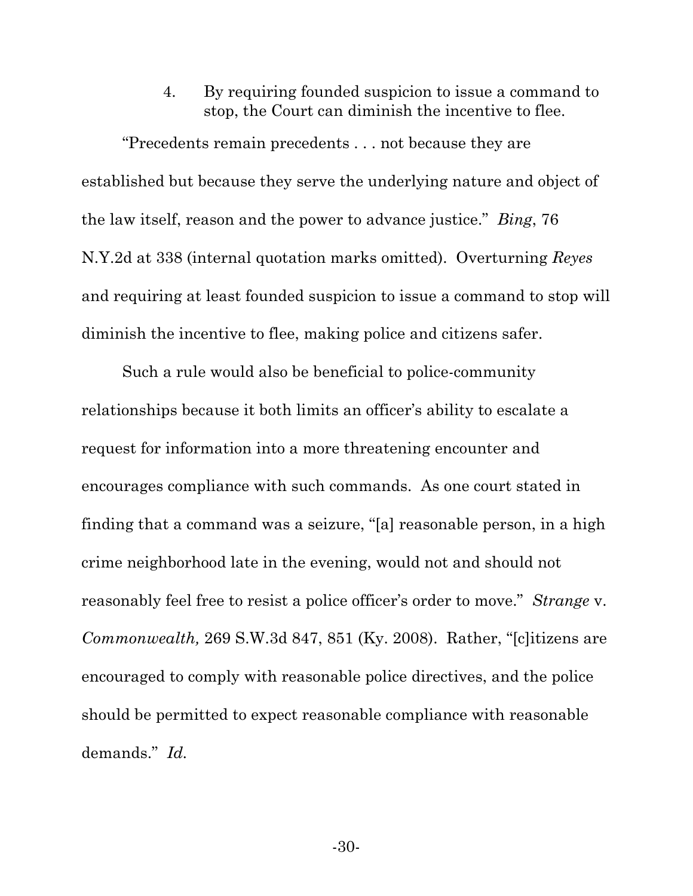#### 4. By requiring founded suspicion to issue a command to stop, the Court can diminish the incentive to flee.

"Precedents remain precedents . . . not because they are established but because they serve the underlying nature and object of the law itself, reason and the power to advance justice." *Bing*, 76 N.Y.2d at 338 (internal quotation marks omitted). Overturning *Reyes* and requiring at least founded suspicion to issue a command to stop will diminish the incentive to flee, making police and citizens safer.

Such a rule would also be beneficial to police-community relationships because it both limits an officer's ability to escalate a request for information into a more threatening encounter and encourages compliance with such commands. As one court stated in finding that a command was a seizure, "[a] reasonable person, in a high crime neighborhood late in the evening, would not and should not reasonably feel free to resist a police officer's order to move." *Strange* v. *Commonwealth,* 269 S.W.3d 847, 851 (Ky. 2008). Rather, "[c]itizens are encouraged to comply with reasonable police directives, and the police should be permitted to expect reasonable compliance with reasonable demands." *Id.*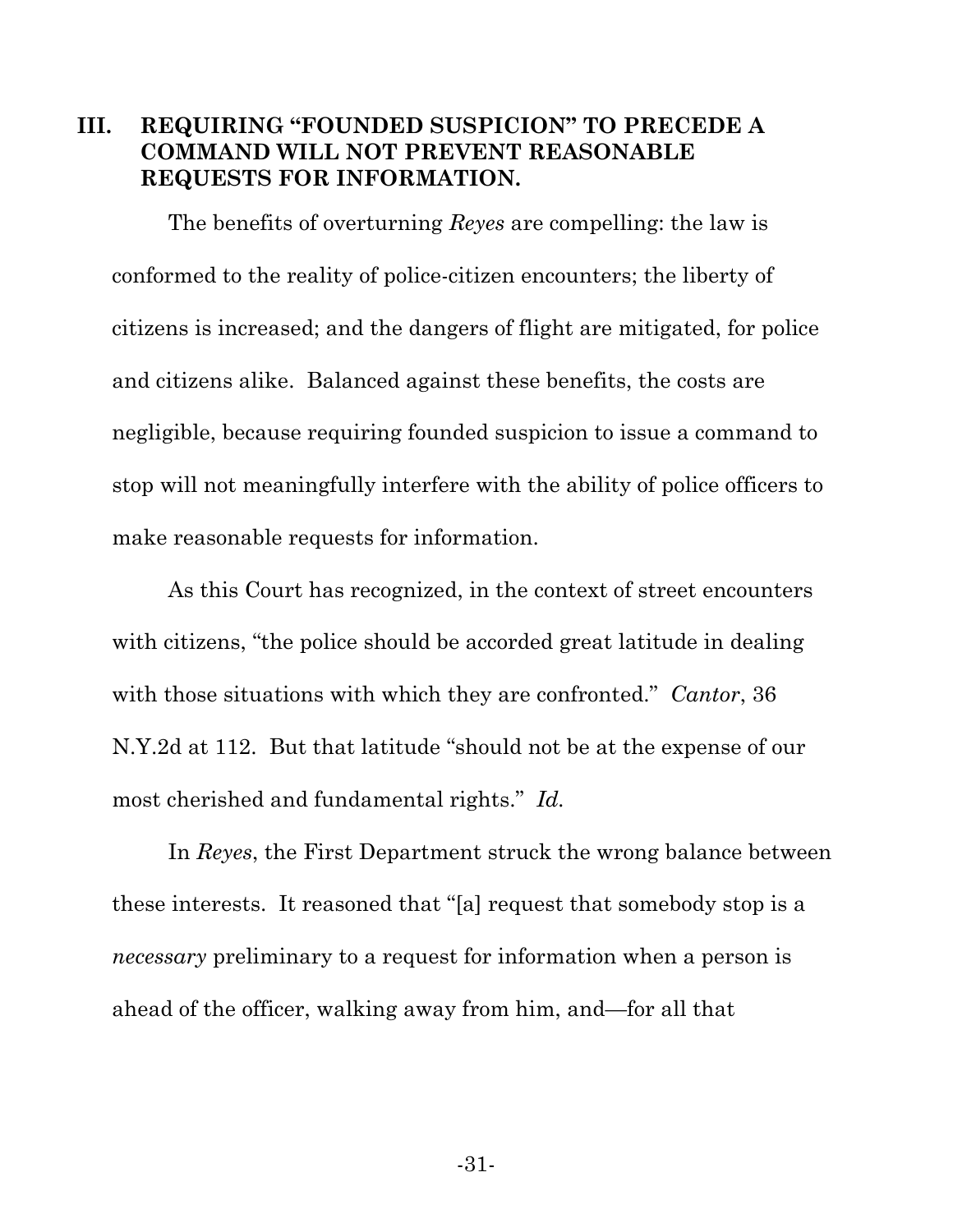## III. REQUIRING "FOUNDED SUSPICION" TO PRECEDE A COMMAND WILL NOT PREVENT REASONABLE REQUESTS FOR INFORMATION.

The benefits of overturning *Reyes* are compelling: the law is conformed to the reality of police-citizen encounters; the liberty of citizens is increased; and the dangers of flight are mitigated, for police and citizens alike. Balanced against these benefits, the costs are negligible, because requiring founded suspicion to issue a command to stop will not meaningfully interfere with the ability of police officers to make reasonable requests for information.

As this Court has recognized, in the context of street encounters with citizens, "the police should be accorded great latitude in dealing with those situations with which they are confronted." *Cantor*, 36 N.Y.2d at 112. But that latitude "should not be at the expense of our most cherished and fundamental rights." *Id.*

In *Reyes*, the First Department struck the wrong balance between these interests. It reasoned that "[a] request that somebody stop is a *necessary* preliminary to a request for information when a person is ahead of the officer, walking away from him, and—for all that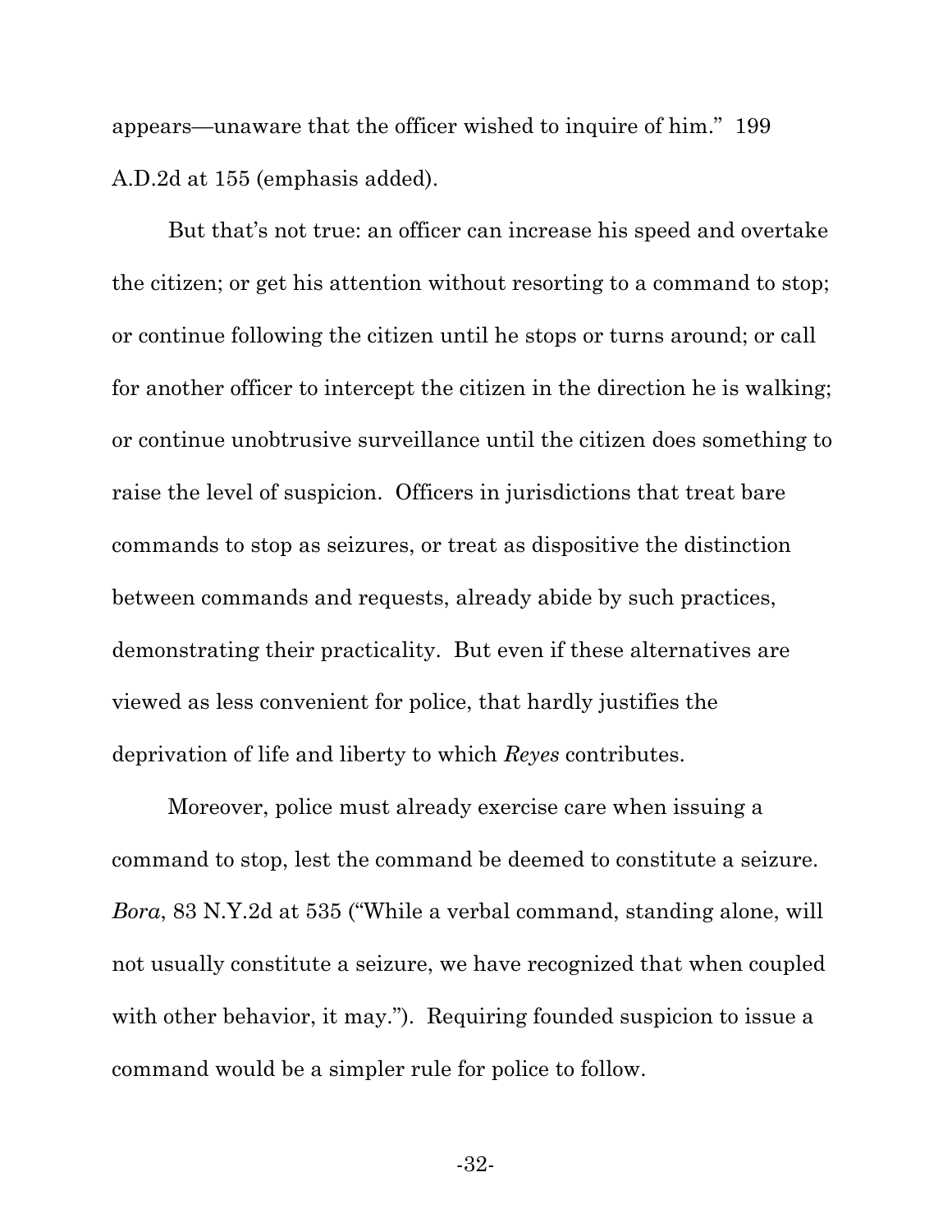appears—unaware that the officer wished to inquire of him." 199 A.D.2d at 155 (emphasis added).

But that's not true: an officer can increase his speed and overtake the citizen; or get his attention without resorting to a command to stop; or continue following the citizen until he stops or turns around; or call for another officer to intercept the citizen in the direction he is walking; or continue unobtrusive surveillance until the citizen does something to raise the level of suspicion. Officers in jurisdictions that treat bare commands to stop as seizures, or treat as dispositive the distinction between commands and requests, already abide by such practices, demonstrating their practicality. But even if these alternatives are viewed as less convenient for police, that hardly justifies the deprivation of life and liberty to which *Reyes* contributes.

Moreover, police must already exercise care when issuing a command to stop, lest the command be deemed to constitute a seizure. *Bora*, 83 N.Y.2d at 535 ("While a verbal command, standing alone, will not usually constitute a seizure, we have recognized that when coupled with other behavior, it may."). Requiring founded suspicion to issue a command would be a simpler rule for police to follow.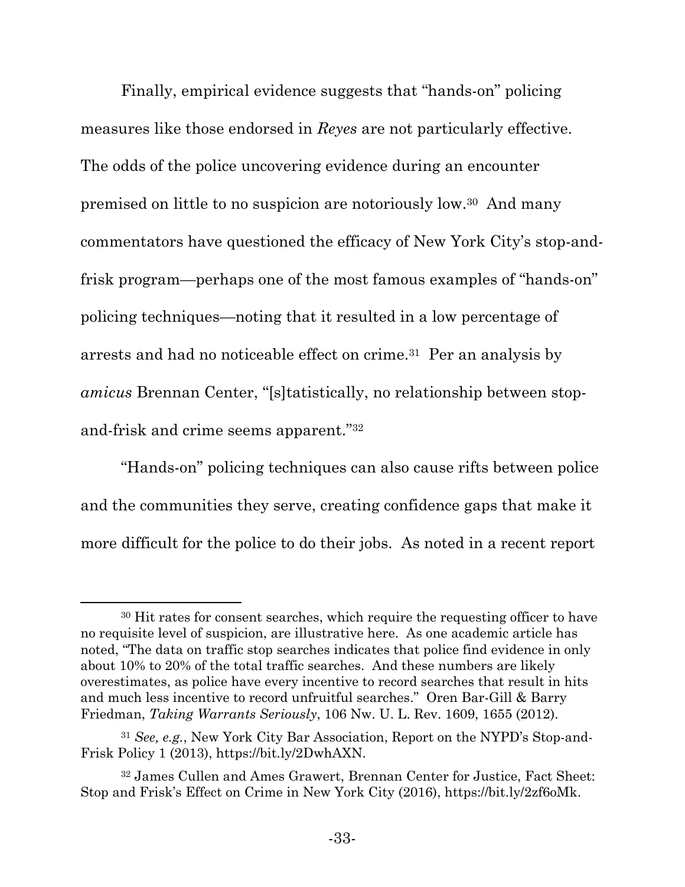Finally, empirical evidence suggests that "hands-on" policing measures like those endorsed in *Reyes* are not particularly effective. The odds of the police uncovering evidence during an encounter premised on little to no suspicion are notoriously low.[30] And many commentators have questioned the efficacy of New York City's stop-and-frisk program—perhaps one of the most famous examples of "hands-on" policing techniques—noting that it resulted in a low percentage of arrests and had no noticeable effect on crime.[31] Per an analysis by *amicus* Brennan Center, "[s]tatistically, no relationship between stop-and-frisk and crime seems apparent."[32]

"Hands-on" policing techniques can also cause rifts between police and the communities they serve, creating confidence gaps that make it more difficult for the police to do their jobs. As noted in a recent report

---

[30] Hit rates for consent searches, which require the requesting officer to have no requisite level of suspicion, are illustrative here. As one academic article has noted, "The data on traffic stop searches indicates that police find evidence in only about 10% to 20% of the total traffic searches. And these numbers are likely overestimates, as police have every incentive to record searches that result in hits and much less incentive to record unfruitful searches." Oren Bar-Gill & Barry Friedman, *Taking Warrants Seriously*, 106 Nw. U. L. Rev. 1609, 1655 (2012).

[31] *See, e.g.*, New York City Bar Association, Report on the NYPD's Stop-and-Frisk Policy 1 (2013), https://bit.ly/2DwhAXN.

[32] James Cullen and Ames Grawert, Brennan Center for Justice, Fact Sheet: Stop and Frisk's Effect on Crime in New York City (2016), https://bit.ly/2zf6oMk.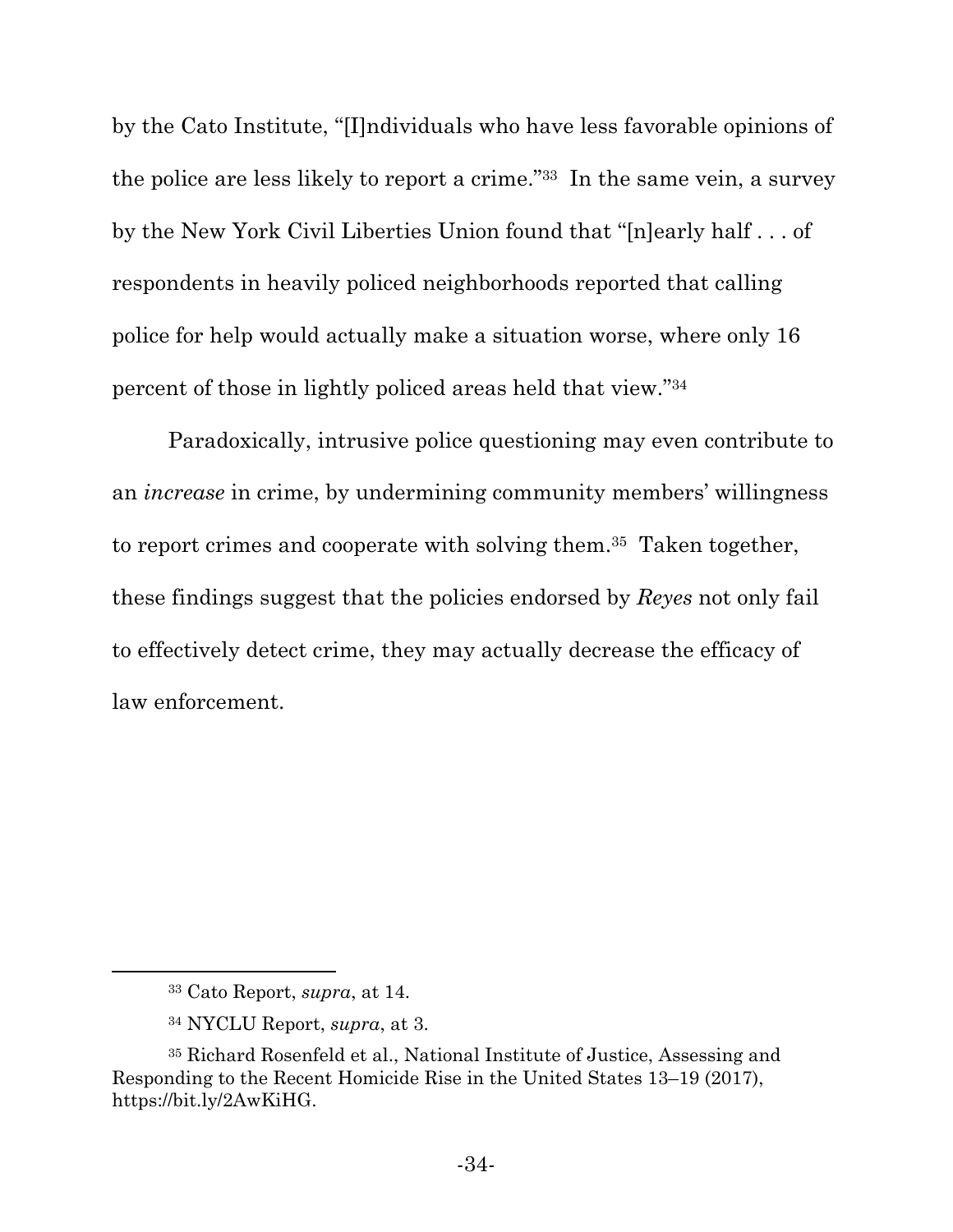by the Cato Institute, "[I]ndividuals who have less favorable opinions of the police are less likely to report a crime."[33] In the same vein, a survey by the New York Civil Liberties Union found that "[n]early half . . . of respondents in heavily policed neighborhoods reported that calling police for help would actually make a situation worse, where only 16 percent of those in lightly policed areas held that view."[34]

Paradoxically, intrusive police questioning may even contribute to an *increase* in crime, by undermining community members' willingness to report crimes and cooperate with solving them.[35] Taken together, these findings suggest that the policies endorsed by *Reyes* not only fail to effectively detect crime, they may actually decrease the efficacy of law enforcement.

---

[33] Cato Report, *supra*, at 14.

[34] NYCLU Report, *supra*, at 3.

[35] Richard Rosenfeld et al., National Institute of Justice, Assessing and Responding to the Recent Homicide Rise in the United States 13–19 (2017), https://bit.ly/2AwKiHG.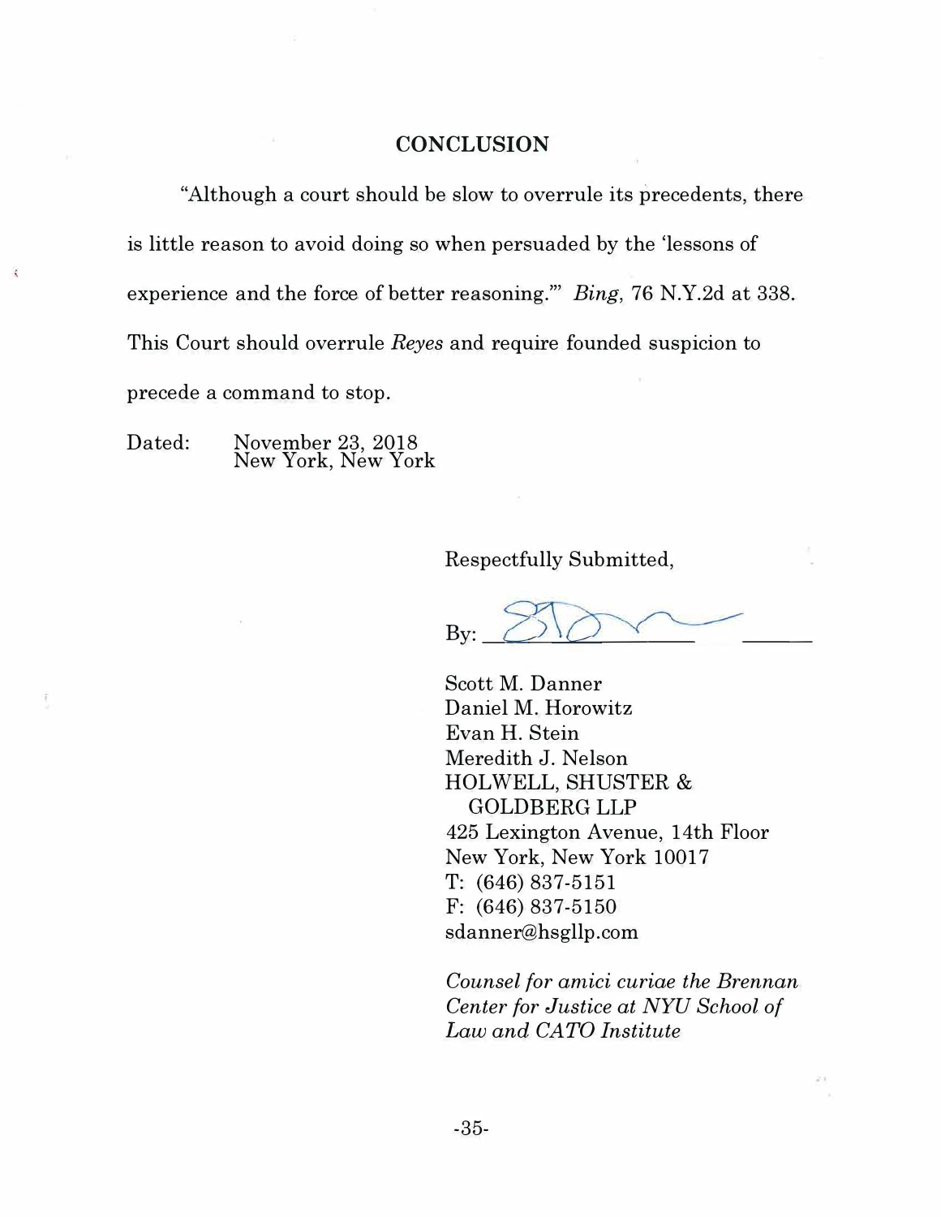## CONCLUSION

"Although a court should be slow to overrule its precedents, there is little reason to avoid doing so when persuaded by the 'lessons of experience and the force of better reasoning.'" *Bing*, 76 N.Y.2d at 338. This Court should overrule *Reyes* and require founded suspicion to precede a command to stop.

Dated: November 23, 2018
New York, New York

Respectfully Submitted,

By: ______________________

Scott M. Danner
Daniel M. Horowitz
Evan H. Stein
Meredith J. Nelson
HOLWELL, SHUSTER & GOLDBERG LLP
425 Lexington Avenue, 14th Floor
New York, New York 10017
T: (646) 837-5151
F: (646) 837-5150
sdanner@hsgllp.com

*Counsel for amici curiae the Brennan Center for Justice at NYU School of Law and CATO Institute*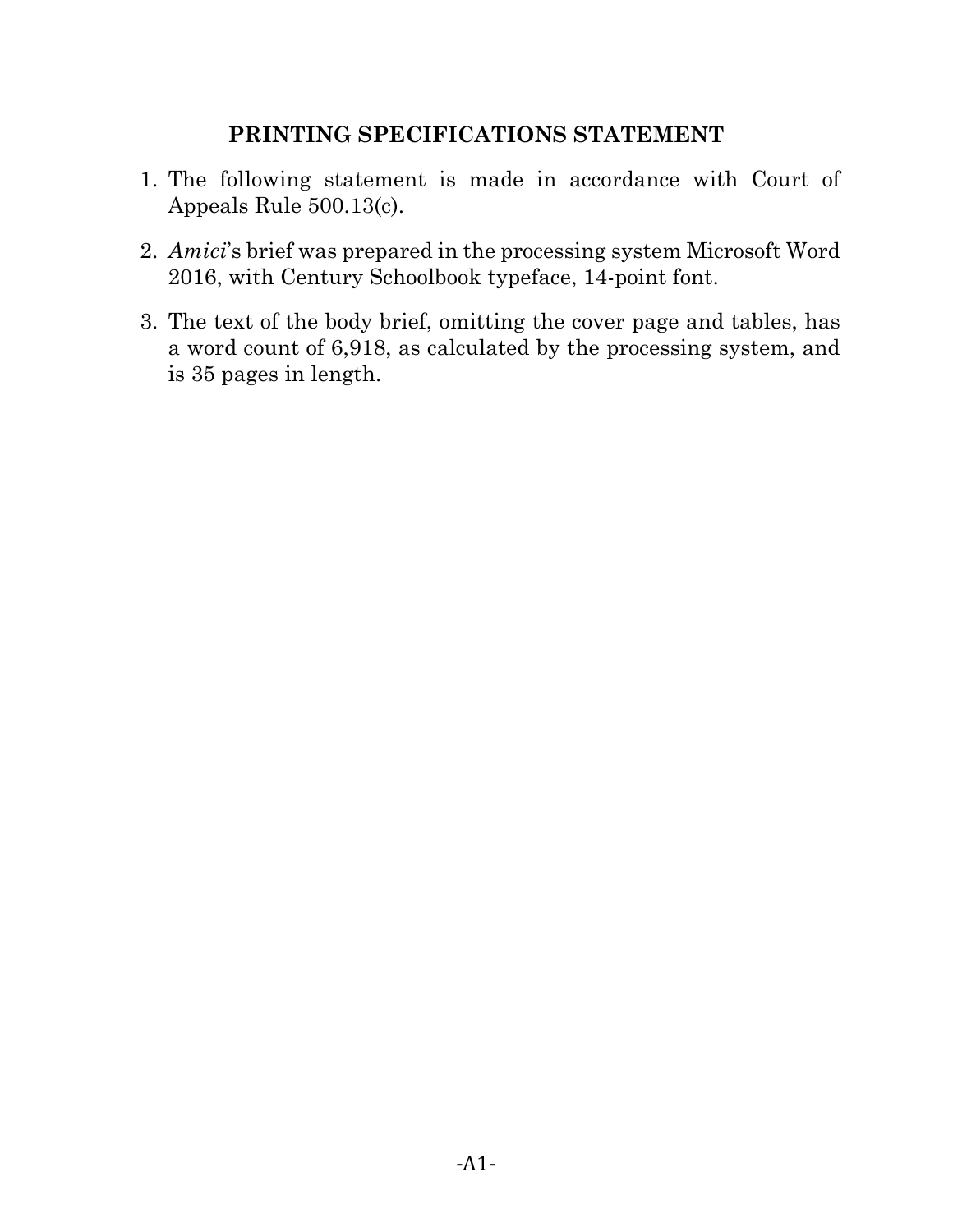## PRINTING SPECIFICATIONS STATEMENT

1. The following statement is made in accordance with Court of Appeals Rule 500.13(c).
2. *Amici*'s brief was prepared in the processing system Microsoft Word 2016, with Century Schoolbook typeface, 14-point font.
3. The text of the body brief, omitting the cover page and tables, has a word count of 6,918, as calculated by the processing system, and is 35 pages in length.